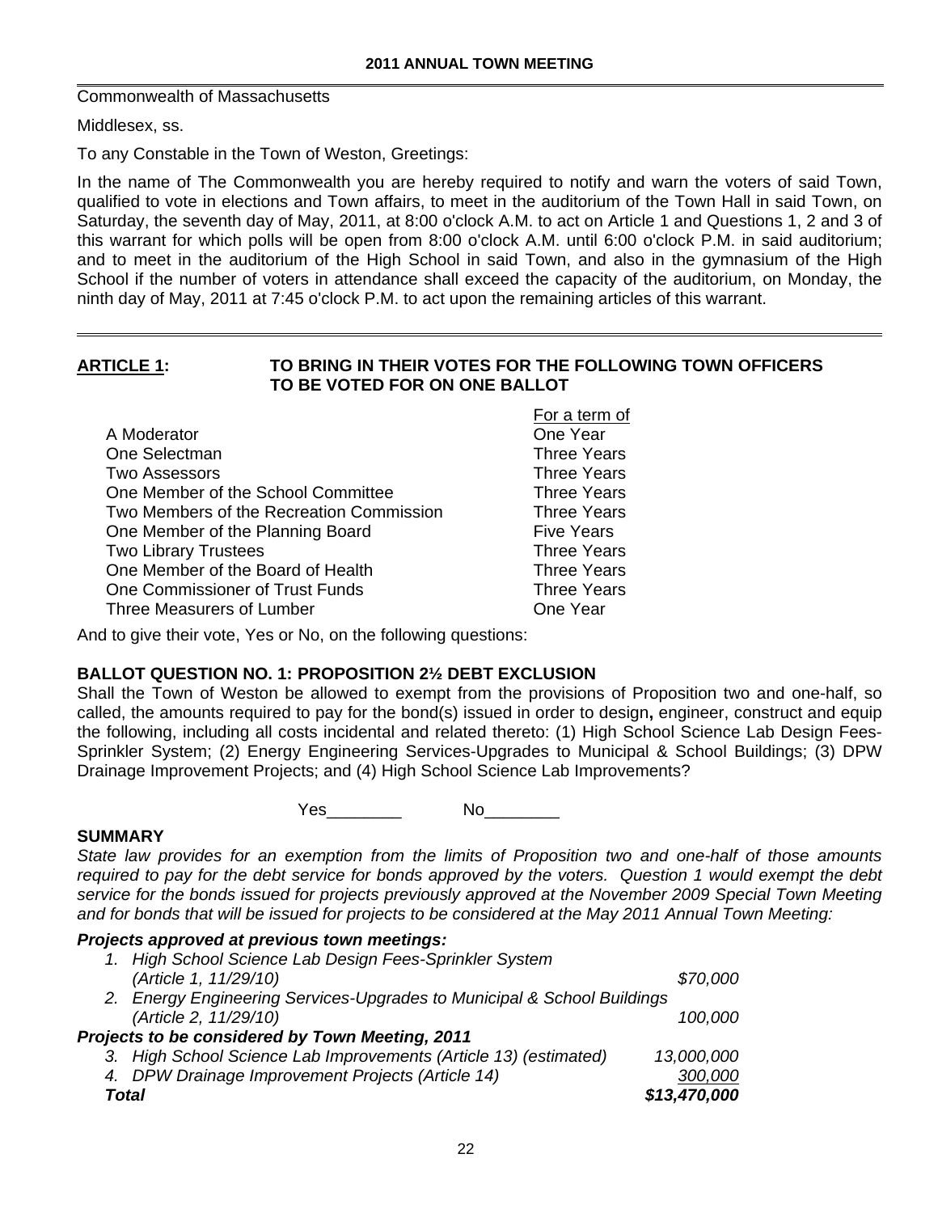# 2011 ANNUAL TOWN MEETING

Commonwealth of Massachusetts

Middlesex, ss.

To any Constable in the Town of Weston, Greetings:

In the name of The Commonwealth you are hereby required to notify and warn the voters of said Town, qualified to vote in elections and Town affairs, to meet in the auditorium of the Town Hall in said Town, on Saturday, the seventh day of May, 2011, at 8:00 o'clock A.M. to act on Article 1 and Questions 1, 2 and 3 of this warrant for which polls will be open from 8:00 o'clock A.M. until 6:00 o'clock P.M. in said auditorium; and to meet in the auditorium of the High School in said Town, and also in the gymnasium of the High School if the number of voters in attendance shall exceed the capacity of the auditorium, on Monday, the ninth day of May, 2011 at 7:45 o'clock P.M. to act upon the remaining articles of this warrant.

## ARTICLE 1: TO BRING IN THEIR VOTES FOR THE FOLLOWING TOWN OFFICERS TO BE VOTED FOR ON ONE BALLOT

| | For a term of |
|---|---|
| A Moderator | One Year |
| One Selectman | Three Years |
| Two Assessors | Three Years |
| One Member of the School Committee | Three Years |
| Two Members of the Recreation Commission | Three Years |
| One Member of the Planning Board | Five Years |
| Two Library Trustees | Three Years |
| One Member of the Board of Health | Three Years |
| One Commissioner of Trust Funds | Three Years |
| Three Measurers of Lumber | One Year |

And to give their vote, Yes or No, on the following questions:

### BALLOT QUESTION NO. 1: PROPOSITION 2½ DEBT EXCLUSION

Shall the Town of Weston be allowed to exempt from the provisions of Proposition two and one-half, so called, the amounts required to pay for the bond(s) issued in order to design**,** engineer, construct and equip the following, including all costs incidental and related thereto: (1) High School Science Lab Design Fees-Sprinkler System; (2) Energy Engineering Services-Upgrades to Municipal & School Buildings; (3) DPW Drainage Improvement Projects; and (4) High School Science Lab Improvements?

Yes________ No________

### SUMMARY

*State law provides for an exemption from the limits of Proposition two and one-half of those amounts required to pay for the debt service for bonds approved by the voters. Question 1 would exempt the debt service for the bonds issued for projects previously approved at the November 2009 Special Town Meeting and for bonds that will be issued for projects to be considered at the May 2011 Annual Town Meeting:*

| | |
|---|---|
| ***Projects approved at previous town meetings:*** | |
| *1. High School Science Lab Design Fees-Sprinkler System (Article 1, 11/29/10)* | *$70,000* |
| *2. Energy Engineering Services-Upgrades to Municipal & School Buildings (Article 2, 11/29/10)* | *100,000* |
| ***Projects to be considered by Town Meeting, 2011*** | |
| *3. High School Science Lab Improvements (Article 13) (estimated)* | *13,000,000* |
| *4. DPW Drainage Improvement Projects (Article 14)* | *300,000* |
| ***Total*** | ***$13,470,000*** |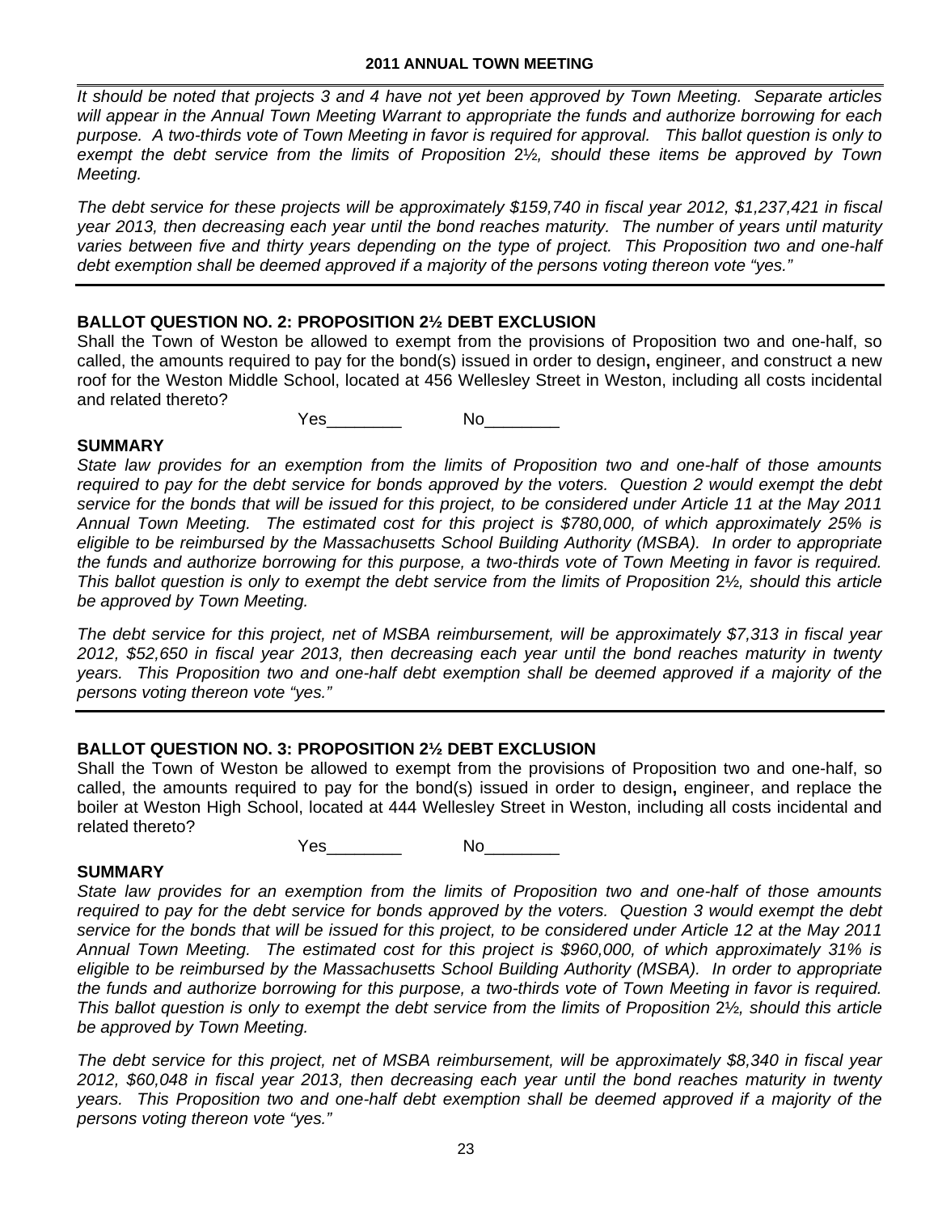*It should be noted that projects 3 and 4 have not yet been approved by Town Meeting. Separate articles will appear in the Annual Town Meeting Warrant to appropriate the funds and authorize borrowing for each purpose. A two-thirds vote of Town Meeting in favor is required for approval. This ballot question is only to exempt the debt service from the limits of Proposition 2½, should these items be approved by Town Meeting.*

*The debt service for these projects will be approximately $159,740 in fiscal year 2012, $1,237,421 in fiscal year 2013, then decreasing each year until the bond reaches maturity. The number of years until maturity varies between five and thirty years depending on the type of project. This Proposition two and one-half debt exemption shall be deemed approved if a majority of the persons voting thereon vote "yes."*

---

**BALLOT QUESTION NO. 2: PROPOSITION 2½ DEBT EXCLUSION**

Shall the Town of Weston be allowed to exempt from the provisions of Proposition two and one-half, so called, the amounts required to pay for the bond(s) issued in order to design**,** engineer, and construct a new roof for the Weston Middle School, located at 456 Wellesley Street in Weston, including all costs incidental and related thereto?

Yes________ No________

**SUMMARY**

*State law provides for an exemption from the limits of Proposition two and one-half of those amounts required to pay for the debt service for bonds approved by the voters. Question 2 would exempt the debt service for the bonds that will be issued for this project, to be considered under Article 11 at the May 2011 Annual Town Meeting. The estimated cost for this project is $780,000, of which approximately 25% is eligible to be reimbursed by the Massachusetts School Building Authority (MSBA). In order to appropriate the funds and authorize borrowing for this purpose, a two-thirds vote of Town Meeting in favor is required. This ballot question is only to exempt the debt service from the limits of Proposition 2½, should this article be approved by Town Meeting.*

*The debt service for this project, net of MSBA reimbursement, will be approximately $7,313 in fiscal year 2012, $52,650 in fiscal year 2013, then decreasing each year until the bond reaches maturity in twenty years. This Proposition two and one-half debt exemption shall be deemed approved if a majority of the persons voting thereon vote "yes."*

---

**BALLOT QUESTION NO. 3: PROPOSITION 2½ DEBT EXCLUSION**

Shall the Town of Weston be allowed to exempt from the provisions of Proposition two and one-half, so called, the amounts required to pay for the bond(s) issued in order to design**,** engineer, and replace the boiler at Weston High School, located at 444 Wellesley Street in Weston, including all costs incidental and related thereto?

Yes________ No________

**SUMMARY**

*State law provides for an exemption from the limits of Proposition two and one-half of those amounts required to pay for the debt service for bonds approved by the voters. Question 3 would exempt the debt service for the bonds that will be issued for this project, to be considered under Article 12 at the May 2011 Annual Town Meeting. The estimated cost for this project is $960,000, of which approximately 31% is eligible to be reimbursed by the Massachusetts School Building Authority (MSBA). In order to appropriate the funds and authorize borrowing for this purpose, a two-thirds vote of Town Meeting in favor is required. This ballot question is only to exempt the debt service from the limits of Proposition 2½, should this article be approved by Town Meeting.*

*The debt service for this project, net of MSBA reimbursement, will be approximately $8,340 in fiscal year 2012, $60,048 in fiscal year 2013, then decreasing each year until the bond reaches maturity in twenty years. This Proposition two and one-half debt exemption shall be deemed approved if a majority of the persons voting thereon vote "yes."*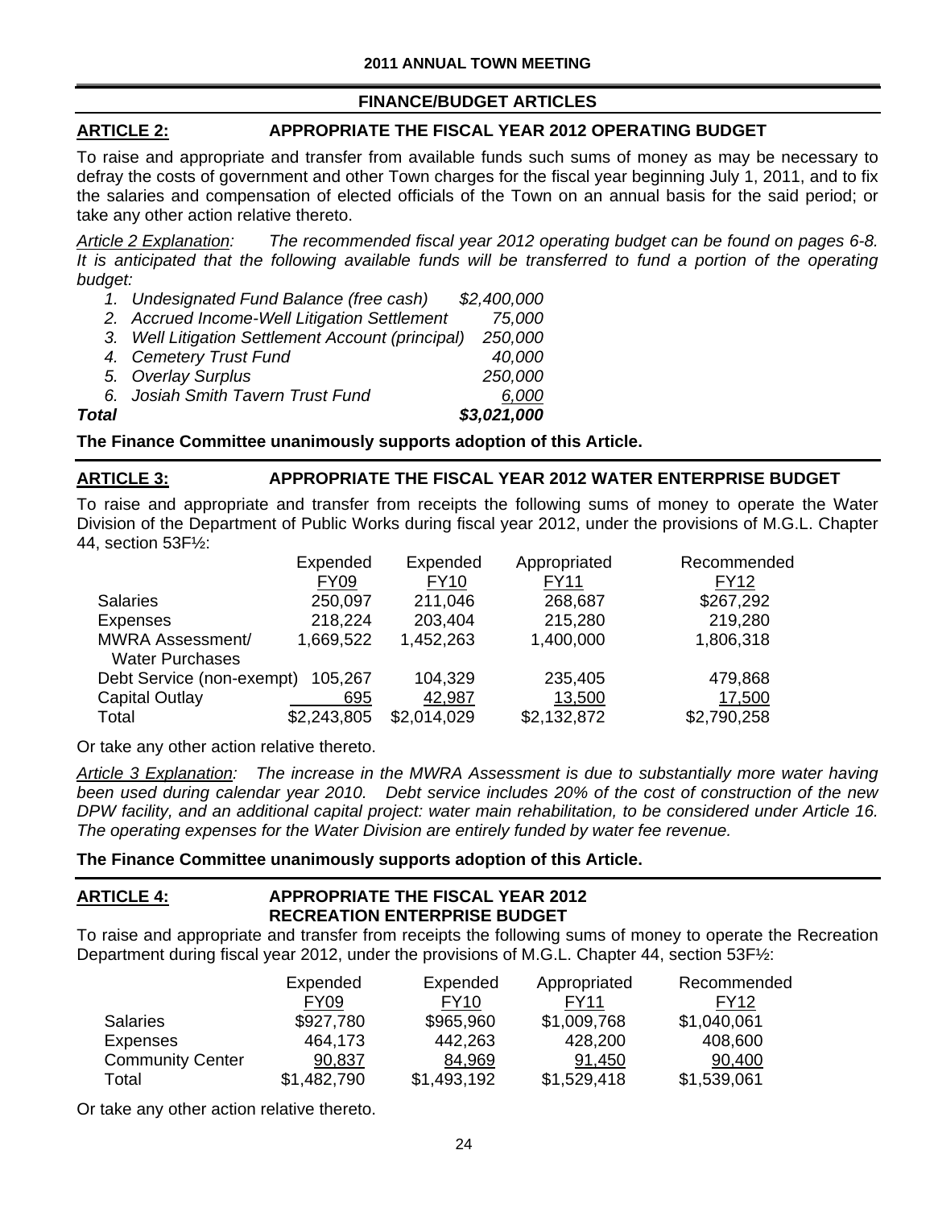## FINANCE/BUDGET ARTICLES

### ARTICLE 2: APPROPRIATE THE FISCAL YEAR 2012 OPERATING BUDGET

To raise and appropriate and transfer from available funds such sums of money as may be necessary to defray the costs of government and other Town charges for the fiscal year beginning July 1, 2011, and to fix the salaries and compensation of elected officials of the Town on an annual basis for the said period; or take any other action relative thereto.

*Article 2 Explanation: The recommended fiscal year 2012 operating budget can be found on pages 6-8. It is anticipated that the following available funds will be transferred to fund a portion of the operating budget:*

| | | |
|---|---|---|
| | *1. Undesignated Fund Balance (free cash)* | *$2,400,000* |
| | *2. Accrued Income-Well Litigation Settlement* | *75,000* |
| | *3. Well Litigation Settlement Account (principal)* | *250,000* |
| | *4. Cemetery Trust Fund* | *40,000* |
| | *5. Overlay Surplus* | *250,000* |
| | *6. Josiah Smith Tavern Trust Fund* | *6,000* |
| ***Total*** | | ***$3,021,000*** |

**The Finance Committee unanimously supports adoption of this Article.**

### ARTICLE 3: APPROPRIATE THE FISCAL YEAR 2012 WATER ENTERPRISE BUDGET

To raise and appropriate and transfer from receipts the following sums of money to operate the Water Division of the Department of Public Works during fiscal year 2012, under the provisions of M.G.L. Chapter 44, section 53F½:

| | Expended FY09 | Expended FY10 | Appropriated FY11 | Recommended FY12 |
|---|---|---|---|---|
| Salaries | 250,097 | 211,046 | 268,687 | $267,292 |
| Expenses | 218,224 | 203,404 | 215,280 | 219,280 |
| MWRA Assessment/ Water Purchases | 1,669,522 | 1,452,263 | 1,400,000 | 1,806,318 |
| Debt Service (non-exempt) | 105,267 | 104,329 | 235,405 | 479,868 |
| Capital Outlay | 695 | 42,987 | 13,500 | 17,500 |
| Total | $2,243,805 | $2,014,029 | $2,132,872 | $2,790,258 |

Or take any other action relative thereto.

*Article 3 Explanation: The increase in the MWRA Assessment is due to substantially more water having been used during calendar year 2010. Debt service includes 20% of the cost of construction of the new DPW facility, and an additional capital project: water main rehabilitation, to be considered under Article 16. The operating expenses for the Water Division are entirely funded by water fee revenue.*

**The Finance Committee unanimously supports adoption of this Article.**

### ARTICLE 4: APPROPRIATE THE FISCAL YEAR 2012 RECREATION ENTERPRISE BUDGET

To raise and appropriate and transfer from receipts the following sums of money to operate the Recreation Department during fiscal year 2012, under the provisions of M.G.L. Chapter 44, section 53F½:

| | Expended FY09 | Expended FY10 | Appropriated FY11 | Recommended FY12 |
|---|---|---|---|---|
| Salaries | $927,780 | $965,960 | $1,009,768 | $1,040,061 |
| Expenses | 464,173 | 442,263 | 428,200 | 408,600 |
| Community Center | 90,837 | 84,969 | 91,450 | 90,400 |
| Total | $1,482,790 | $1,493,192 | $1,529,418 | $1,539,061 |

Or take any other action relative thereto.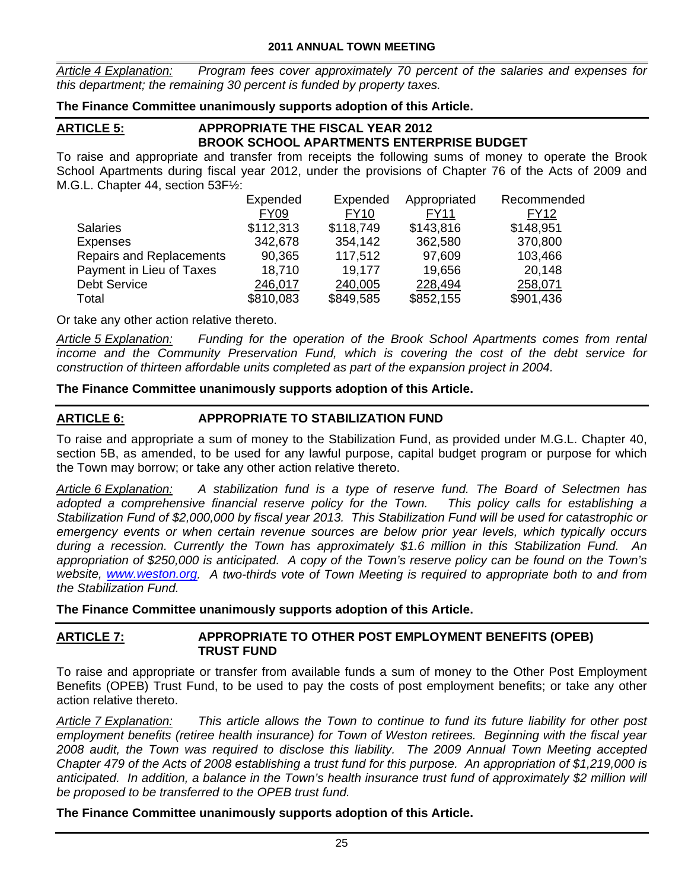*Article 4 Explanation: Program fees cover approximately 70 percent of the salaries and expenses for this department; the remaining 30 percent is funded by property taxes.*

**The Finance Committee unanimously supports adoption of this Article.**

## ARTICLE 5: APPROPRIATE THE FISCAL YEAR 2012 BROOK SCHOOL APARTMENTS ENTERPRISE BUDGET

To raise and appropriate and transfer from receipts the following sums of money to operate the Brook School Apartments during fiscal year 2012, under the provisions of Chapter 76 of the Acts of 2009 and M.G.L. Chapter 44, section 53F½:

| | Expended FY09 | Expended FY10 | Appropriated FY11 | Recommended FY12 |
|---|---|---|---|---|
| Salaries | $112,313 | $118,749 | $143,816 | $148,951 |
| Expenses | 342,678 | 354,142 | 362,580 | 370,800 |
| Repairs and Replacements | 90,365 | 117,512 | 97,609 | 103,466 |
| Payment in Lieu of Taxes | 18,710 | 19,177 | 19,656 | 20,148 |
| Debt Service | 246,017 | 240,005 | 228,494 | 258,071 |
| Total | $810,083 | $849,585 | $852,155 | $901,436 |

Or take any other action relative thereto.

*Article 5 Explanation: Funding for the operation of the Brook School Apartments comes from rental income and the Community Preservation Fund, which is covering the cost of the debt service for construction of thirteen affordable units completed as part of the expansion project in 2004.*

**The Finance Committee unanimously supports adoption of this Article.**

## ARTICLE 6: APPROPRIATE TO STABILIZATION FUND

To raise and appropriate a sum of money to the Stabilization Fund, as provided under M.G.L. Chapter 40, section 5B, as amended, to be used for any lawful purpose, capital budget program or purpose for which the Town may borrow; or take any other action relative thereto.

*Article 6 Explanation: A stabilization fund is a type of reserve fund. The Board of Selectmen has adopted a comprehensive financial reserve policy for the Town. This policy calls for establishing a Stabilization Fund of $2,000,000 by fiscal year 2013. This Stabilization Fund will be used for catastrophic or emergency events or when certain revenue sources are below prior year levels, which typically occurs during a recession. Currently the Town has approximately $1.6 million in this Stabilization Fund. An appropriation of $250,000 is anticipated. A copy of the Town's reserve policy can be found on the Town's website, www.weston.org. A two-thirds vote of Town Meeting is required to appropriate both to and from the Stabilization Fund.*

**The Finance Committee unanimously supports adoption of this Article.**

## ARTICLE 7: APPROPRIATE TO OTHER POST EMPLOYMENT BENEFITS (OPEB) TRUST FUND

To raise and appropriate or transfer from available funds a sum of money to the Other Post Employment Benefits (OPEB) Trust Fund, to be used to pay the costs of post employment benefits; or take any other action relative thereto.

*Article 7 Explanation: This article allows the Town to continue to fund its future liability for other post employment benefits (retiree health insurance) for Town of Weston retirees. Beginning with the fiscal year 2008 audit, the Town was required to disclose this liability. The 2009 Annual Town Meeting accepted Chapter 479 of the Acts of 2008 establishing a trust fund for this purpose. An appropriation of $1,219,000 is anticipated. In addition, a balance in the Town's health insurance trust fund of approximately $2 million will be proposed to be transferred to the OPEB trust fund.*

**The Finance Committee unanimously supports adoption of this Article.**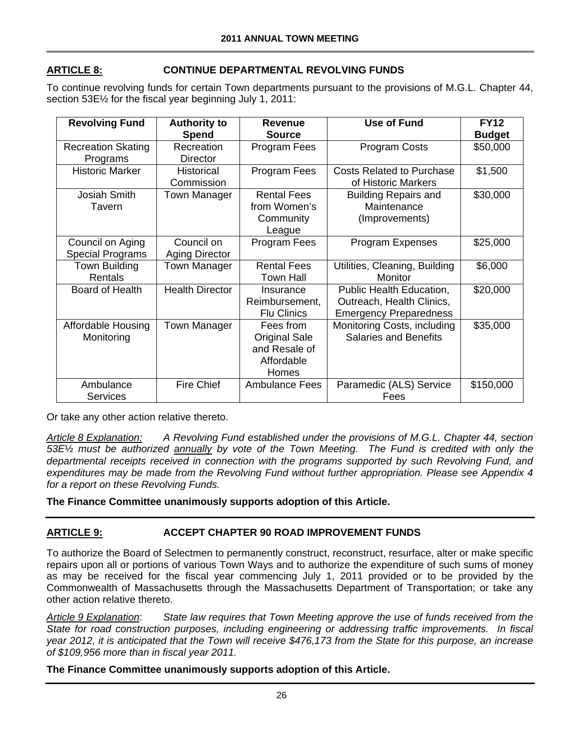## ARTICLE 8: CONTINUE DEPARTMENTAL REVOLVING FUNDS

To continue revolving funds for certain Town departments pursuant to the provisions of M.G.L. Chapter 44, section 53E½ for the fiscal year beginning July 1, 2011:

| Revolving Fund | Authority to Spend | Revenue Source | Use of Fund | FY12 Budget |
|---|---|---|---|---|
| Recreation Skating Programs | Recreation Director | Program Fees | Program Costs | $50,000 |
| Historic Marker | Historical Commission | Program Fees | Costs Related to Purchase of Historic Markers | $1,500 |
| Josiah Smith Tavern | Town Manager | Rental Fees from Women's Community League | Building Repairs and Maintenance (Improvements) | $30,000 |
| Council on Aging Special Programs | Council on Aging Director | Program Fees | Program Expenses | $25,000 |
| Town Building Rentals | Town Manager | Rental Fees Town Hall | Utilities, Cleaning, Building Monitor | $6,000 |
| Board of Health | Health Director | Insurance Reimbursement, Flu Clinics | Public Health Education, Outreach, Health Clinics, Emergency Preparedness | $20,000 |
| Affordable Housing Monitoring | Town Manager | Fees from Original Sale and Resale of Affordable Homes | Monitoring Costs, including Salaries and Benefits | $35,000 |
| Ambulance Services | Fire Chief | Ambulance Fees | Paramedic (ALS) Service Fees | $150,000 |

Or take any other action relative thereto.

*Article 8 Explanation:* *A Revolving Fund established under the provisions of M.G.L. Chapter 44, section 53E½ must be authorized annually by vote of the Town Meeting. The Fund is credited with only the departmental receipts received in connection with the programs supported by such Revolving Fund, and expenditures may be made from the Revolving Fund without further appropriation. Please see Appendix 4 for a report on these Revolving Funds.*

**The Finance Committee unanimously supports adoption of this Article.**

## ARTICLE 9: ACCEPT CHAPTER 90 ROAD IMPROVEMENT FUNDS

To authorize the Board of Selectmen to permanently construct, reconstruct, resurface, alter or make specific repairs upon all or portions of various Town Ways and to authorize the expenditure of such sums of money as may be received for the fiscal year commencing July 1, 2011 provided or to be provided by the Commonwealth of Massachusetts through the Massachusetts Department of Transportation; or take any other action relative thereto.

*Article 9 Explanation*: *State law requires that Town Meeting approve the use of funds received from the State for road construction purposes, including engineering or addressing traffic improvements. In fiscal year 2012, it is anticipated that the Town will receive $476,173 from the State for this purpose, an increase of $109,956 more than in fiscal year 2011.*

**The Finance Committee unanimously supports adoption of this Article.**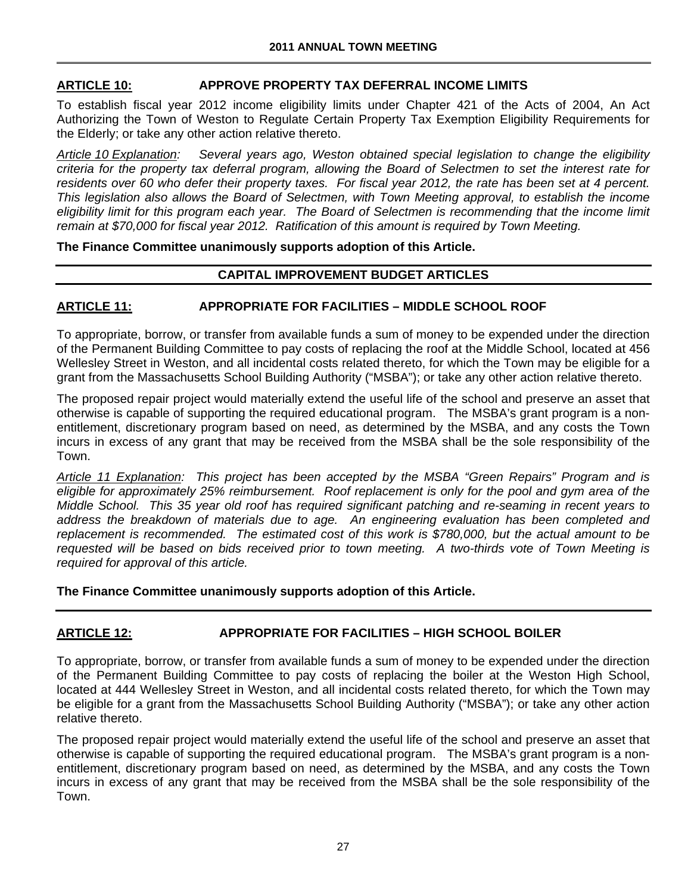## ARTICLE 10: APPROVE PROPERTY TAX DEFERRAL INCOME LIMITS

To establish fiscal year 2012 income eligibility limits under Chapter 421 of the Acts of 2004, An Act Authorizing the Town of Weston to Regulate Certain Property Tax Exemption Eligibility Requirements for the Elderly; or take any other action relative thereto.

*Article 10 Explanation: Several years ago, Weston obtained special legislation to change the eligibility criteria for the property tax deferral program, allowing the Board of Selectmen to set the interest rate for residents over 60 who defer their property taxes. For fiscal year 2012, the rate has been set at 4 percent. This legislation also allows the Board of Selectmen, with Town Meeting approval, to establish the income eligibility limit for this program each year. The Board of Selectmen is recommending that the income limit remain at $70,000 for fiscal year 2012. Ratification of this amount is required by Town Meeting.*

**The Finance Committee unanimously supports adoption of this Article.**

## CAPITAL IMPROVEMENT BUDGET ARTICLES

## ARTICLE 11: APPROPRIATE FOR FACILITIES – MIDDLE SCHOOL ROOF

To appropriate, borrow, or transfer from available funds a sum of money to be expended under the direction of the Permanent Building Committee to pay costs of replacing the roof at the Middle School, located at 456 Wellesley Street in Weston, and all incidental costs related thereto, for which the Town may be eligible for a grant from the Massachusetts School Building Authority ("MSBA"); or take any other action relative thereto.

The proposed repair project would materially extend the useful life of the school and preserve an asset that otherwise is capable of supporting the required educational program. The MSBA's grant program is a non-entitlement, discretionary program based on need, as determined by the MSBA, and any costs the Town incurs in excess of any grant that may be received from the MSBA shall be the sole responsibility of the Town.

*Article 11 Explanation: This project has been accepted by the MSBA "Green Repairs" Program and is eligible for approximately 25% reimbursement. Roof replacement is only for the pool and gym area of the Middle School. This 35 year old roof has required significant patching and re-seaming in recent years to address the breakdown of materials due to age. An engineering evaluation has been completed and replacement is recommended. The estimated cost of this work is $780,000, but the actual amount to be requested will be based on bids received prior to town meeting. A two-thirds vote of Town Meeting is required for approval of this article.*

**The Finance Committee unanimously supports adoption of this Article.**

## ARTICLE 12: APPROPRIATE FOR FACILITIES – HIGH SCHOOL BOILER

To appropriate, borrow, or transfer from available funds a sum of money to be expended under the direction of the Permanent Building Committee to pay costs of replacing the boiler at the Weston High School, located at 444 Wellesley Street in Weston, and all incidental costs related thereto, for which the Town may be eligible for a grant from the Massachusetts School Building Authority ("MSBA"); or take any other action relative thereto.

The proposed repair project would materially extend the useful life of the school and preserve an asset that otherwise is capable of supporting the required educational program. The MSBA's grant program is a non-entitlement, discretionary program based on need, as determined by the MSBA, and any costs the Town incurs in excess of any grant that may be received from the MSBA shall be the sole responsibility of the Town.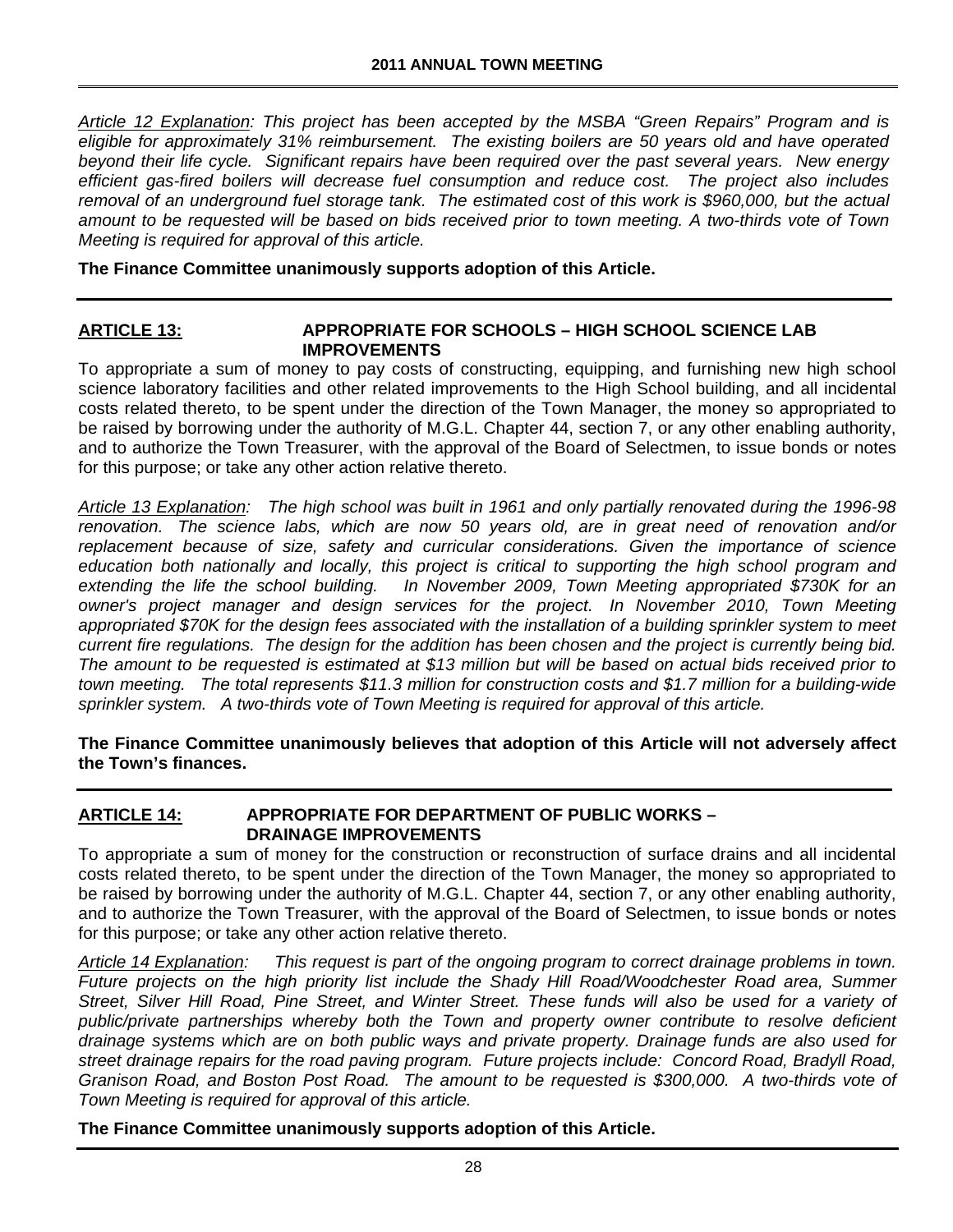*<u>Article 12 Explanation</u>: This project has been accepted by the MSBA "Green Repairs" Program and is eligible for approximately 31% reimbursement. The existing boilers are 50 years old and have operated beyond their life cycle. Significant repairs have been required over the past several years. New energy efficient gas-fired boilers will decrease fuel consumption and reduce cost. The project also includes removal of an underground fuel storage tank. The estimated cost of this work is \$960,000, but the actual amount to be requested will be based on bids received prior to town meeting. A two-thirds vote of Town Meeting is required for approval of this article.*

**The Finance Committee unanimously supports adoption of this Article.**

---

## ARTICLE 13: APPROPRIATE FOR SCHOOLS – HIGH SCHOOL SCIENCE LAB IMPROVEMENTS

To appropriate a sum of money to pay costs of constructing, equipping, and furnishing new high school science laboratory facilities and other related improvements to the High School building, and all incidental costs related thereto, to be spent under the direction of the Town Manager, the money so appropriated to be raised by borrowing under the authority of M.G.L. Chapter 44, section 7, or any other enabling authority, and to authorize the Town Treasurer, with the approval of the Board of Selectmen, to issue bonds or notes for this purpose; or take any other action relative thereto.

*<u>Article 13 Explanation</u>: The high school was built in 1961 and only partially renovated during the 1996-98 renovation. The science labs, which are now 50 years old, are in great need of renovation and/or replacement because of size, safety and curricular considerations. Given the importance of science education both nationally and locally, this project is critical to supporting the high school program and extending the life the school building. In November 2009, Town Meeting appropriated \$730K for an owner's project manager and design services for the project. In November 2010, Town Meeting appropriated \$70K for the design fees associated with the installation of a building sprinkler system to meet current fire regulations. The design for the addition has been chosen and the project is currently being bid. The amount to be requested is estimated at \$13 million but will be based on actual bids received prior to town meeting. The total represents \$11.3 million for construction costs and \$1.7 million for a building-wide sprinkler system. A two-thirds vote of Town Meeting is required for approval of this article.*

**The Finance Committee unanimously believes that adoption of this Article will not adversely affect the Town's finances.**

---

## ARTICLE 14: APPROPRIATE FOR DEPARTMENT OF PUBLIC WORKS – DRAINAGE IMPROVEMENTS

To appropriate a sum of money for the construction or reconstruction of surface drains and all incidental costs related thereto, to be spent under the direction of the Town Manager, the money so appropriated to be raised by borrowing under the authority of M.G.L. Chapter 44, section 7, or any other enabling authority, and to authorize the Town Treasurer, with the approval of the Board of Selectmen, to issue bonds or notes for this purpose; or take any other action relative thereto.

*<u>Article 14 Explanation</u>: This request is part of the ongoing program to correct drainage problems in town. Future projects on the high priority list include the Shady Hill Road/Woodchester Road area, Summer Street, Silver Hill Road, Pine Street, and Winter Street. These funds will also be used for a variety of public/private partnerships whereby both the Town and property owner contribute to resolve deficient drainage systems which are on both public ways and private property. Drainage funds are also used for street drainage repairs for the road paving program. Future projects include: Concord Road, Bradyll Road, Granison Road, and Boston Post Road. The amount to be requested is \$300,000. A two-thirds vote of Town Meeting is required for approval of this article.*

**The Finance Committee unanimously supports adoption of this Article.**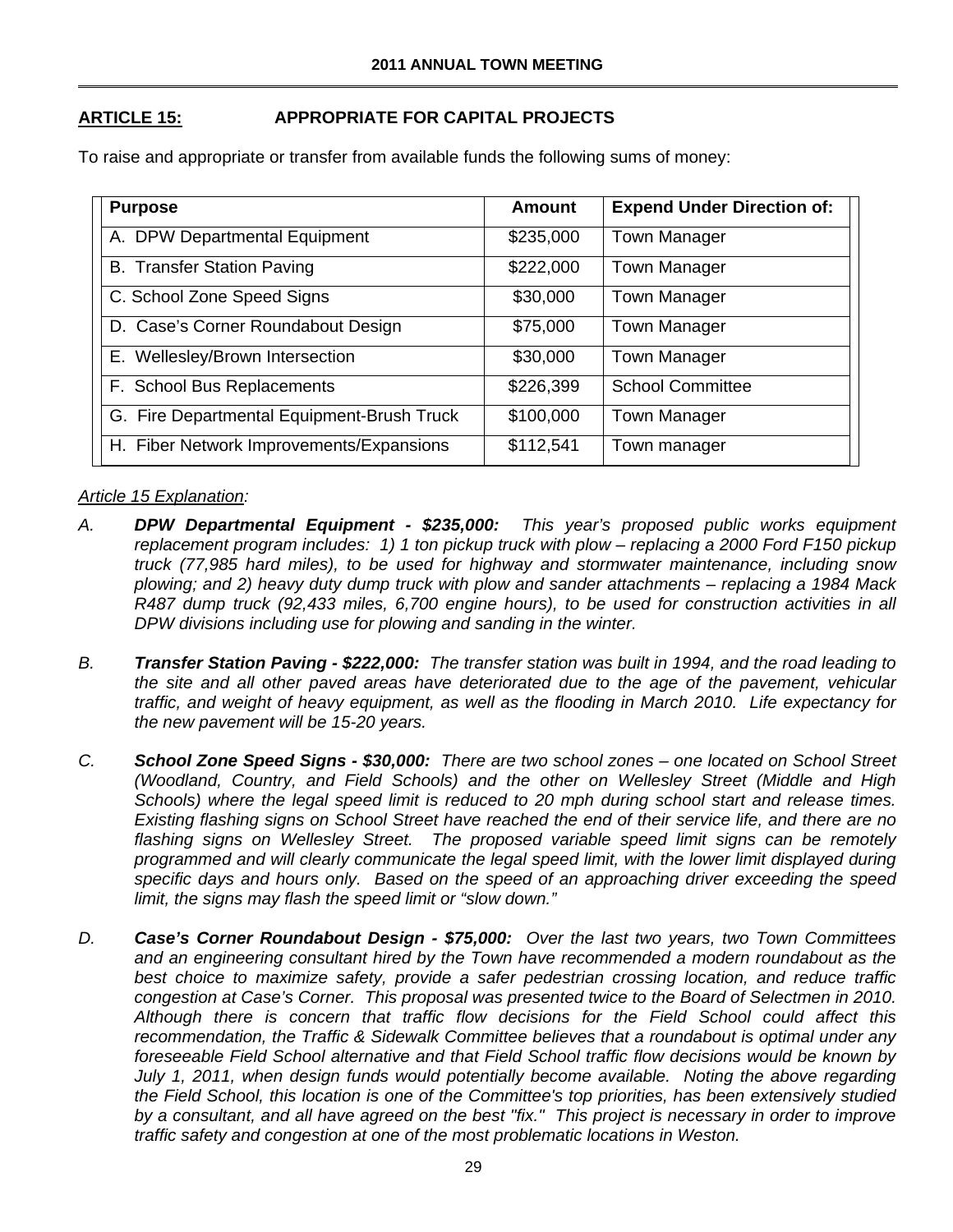## ARTICLE 15: APPROPRIATE FOR CAPITAL PROJECTS

To raise and appropriate or transfer from available funds the following sums of money:

| Purpose | Amount | Expend Under Direction of: |
|---|---|---|
| A. DPW Departmental Equipment | $235,000 | Town Manager |
| B. Transfer Station Paving | $222,000 | Town Manager |
| C. School Zone Speed Signs | $30,000 | Town Manager |
| D. Case's Corner Roundabout Design | $75,000 | Town Manager |
| E. Wellesley/Brown Intersection | $30,000 | Town Manager |
| F. School Bus Replacements | $226,399 | School Committee |
| G. Fire Departmental Equipment-Brush Truck | $100,000 | Town Manager |
| H. Fiber Network Improvements/Expansions | $112,541 | Town manager |

*Article 15 Explanation:*

*A.* ***DPW Departmental Equipment - $235,000:*** *This year's proposed public works equipment replacement program includes: 1) 1 ton pickup truck with plow – replacing a 2000 Ford F150 pickup truck (77,985 hard miles), to be used for highway and stormwater maintenance, including snow plowing; and 2) heavy duty dump truck with plow and sander attachments – replacing a 1984 Mack R487 dump truck (92,433 miles, 6,700 engine hours), to be used for construction activities in all DPW divisions including use for plowing and sanding in the winter.*

*B.* ***Transfer Station Paving - $222,000:*** *The transfer station was built in 1994, and the road leading to the site and all other paved areas have deteriorated due to the age of the pavement, vehicular traffic, and weight of heavy equipment, as well as the flooding in March 2010. Life expectancy for the new pavement will be 15-20 years.*

*C.* ***School Zone Speed Signs - $30,000:*** *There are two school zones – one located on School Street (Woodland, Country, and Field Schools) and the other on Wellesley Street (Middle and High Schools) where the legal speed limit is reduced to 20 mph during school start and release times. Existing flashing signs on School Street have reached the end of their service life, and there are no flashing signs on Wellesley Street. The proposed variable speed limit signs can be remotely programmed and will clearly communicate the legal speed limit, with the lower limit displayed during specific days and hours only. Based on the speed of an approaching driver exceeding the speed limit, the signs may flash the speed limit or "slow down."*

*D.* ***Case's Corner Roundabout Design - $75,000:*** *Over the last two years, two Town Committees and an engineering consultant hired by the Town have recommended a modern roundabout as the best choice to maximize safety, provide a safer pedestrian crossing location, and reduce traffic congestion at Case's Corner. This proposal was presented twice to the Board of Selectmen in 2010. Although there is concern that traffic flow decisions for the Field School could affect this recommendation, the Traffic & Sidewalk Committee believes that a roundabout is optimal under any foreseeable Field School alternative and that Field School traffic flow decisions would be known by July 1, 2011, when design funds would potentially become available. Noting the above regarding the Field School, this location is one of the Committee's top priorities, has been extensively studied by a consultant, and all have agreed on the best "fix." This project is necessary in order to improve traffic safety and congestion at one of the most problematic locations in Weston.*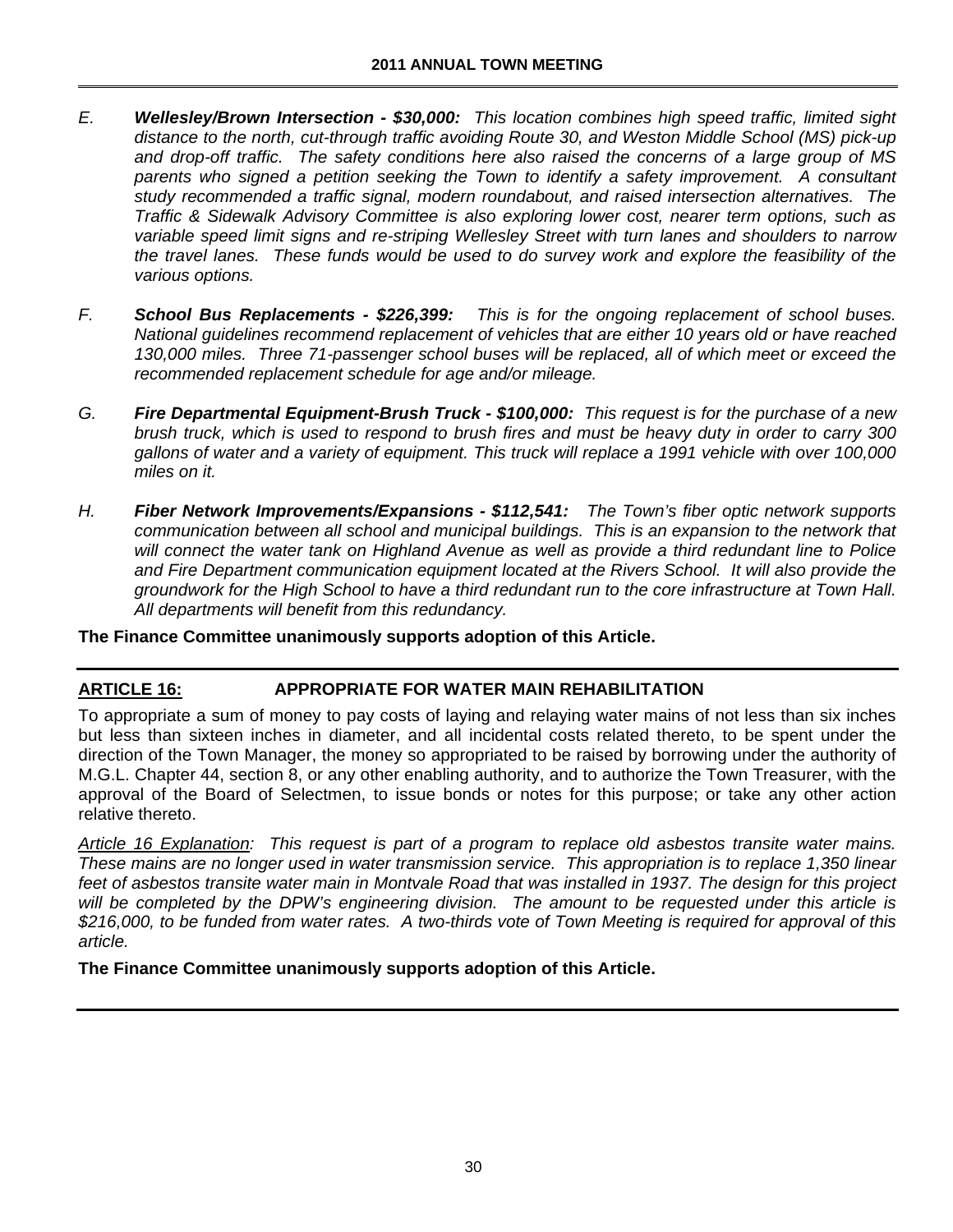*E.* ***Wellesley/Brown Intersection - $30,000:*** *This location combines high speed traffic, limited sight distance to the north, cut-through traffic avoiding Route 30, and Weston Middle School (MS) pick-up and drop-off traffic. The safety conditions here also raised the concerns of a large group of MS parents who signed a petition seeking the Town to identify a safety improvement. A consultant study recommended a traffic signal, modern roundabout, and raised intersection alternatives. The Traffic & Sidewalk Advisory Committee is also exploring lower cost, nearer term options, such as variable speed limit signs and re-striping Wellesley Street with turn lanes and shoulders to narrow the travel lanes. These funds would be used to do survey work and explore the feasibility of the various options.*

*F.* ***School Bus Replacements - $226,399:*** *This is for the ongoing replacement of school buses. National guidelines recommend replacement of vehicles that are either 10 years old or have reached 130,000 miles. Three 71-passenger school buses will be replaced, all of which meet or exceed the recommended replacement schedule for age and/or mileage.*

*G.* ***Fire Departmental Equipment-Brush Truck - $100,000:*** *This request is for the purchase of a new brush truck, which is used to respond to brush fires and must be heavy duty in order to carry 300 gallons of water and a variety of equipment. This truck will replace a 1991 vehicle with over 100,000 miles on it.*

*H.* ***Fiber Network Improvements/Expansions - $112,541:*** *The Town's fiber optic network supports communication between all school and municipal buildings. This is an expansion to the network that will connect the water tank on Highland Avenue as well as provide a third redundant line to Police and Fire Department communication equipment located at the Rivers School. It will also provide the groundwork for the High School to have a third redundant run to the core infrastructure at Town Hall. All departments will benefit from this redundancy.*

**The Finance Committee unanimously supports adoption of this Article.**

---

## ARTICLE 16: APPROPRIATE FOR WATER MAIN REHABILITATION

To appropriate a sum of money to pay costs of laying and relaying water mains of not less than six inches but less than sixteen inches in diameter, and all incidental costs related thereto, to be spent under the direction of the Town Manager, the money so appropriated to be raised by borrowing under the authority of M.G.L. Chapter 44, section 8, or any other enabling authority, and to authorize the Town Treasurer, with the approval of the Board of Selectmen, to issue bonds or notes for this purpose; or take any other action relative thereto.

*Article 16 Explanation: This request is part of a program to replace old asbestos transite water mains. These mains are no longer used in water transmission service. This appropriation is to replace 1,350 linear feet of asbestos transite water main in Montvale Road that was installed in 1937. The design for this project will be completed by the DPW's engineering division. The amount to be requested under this article is $216,000, to be funded from water rates. A two-thirds vote of Town Meeting is required for approval of this article.*

**The Finance Committee unanimously supports adoption of this Article.**

---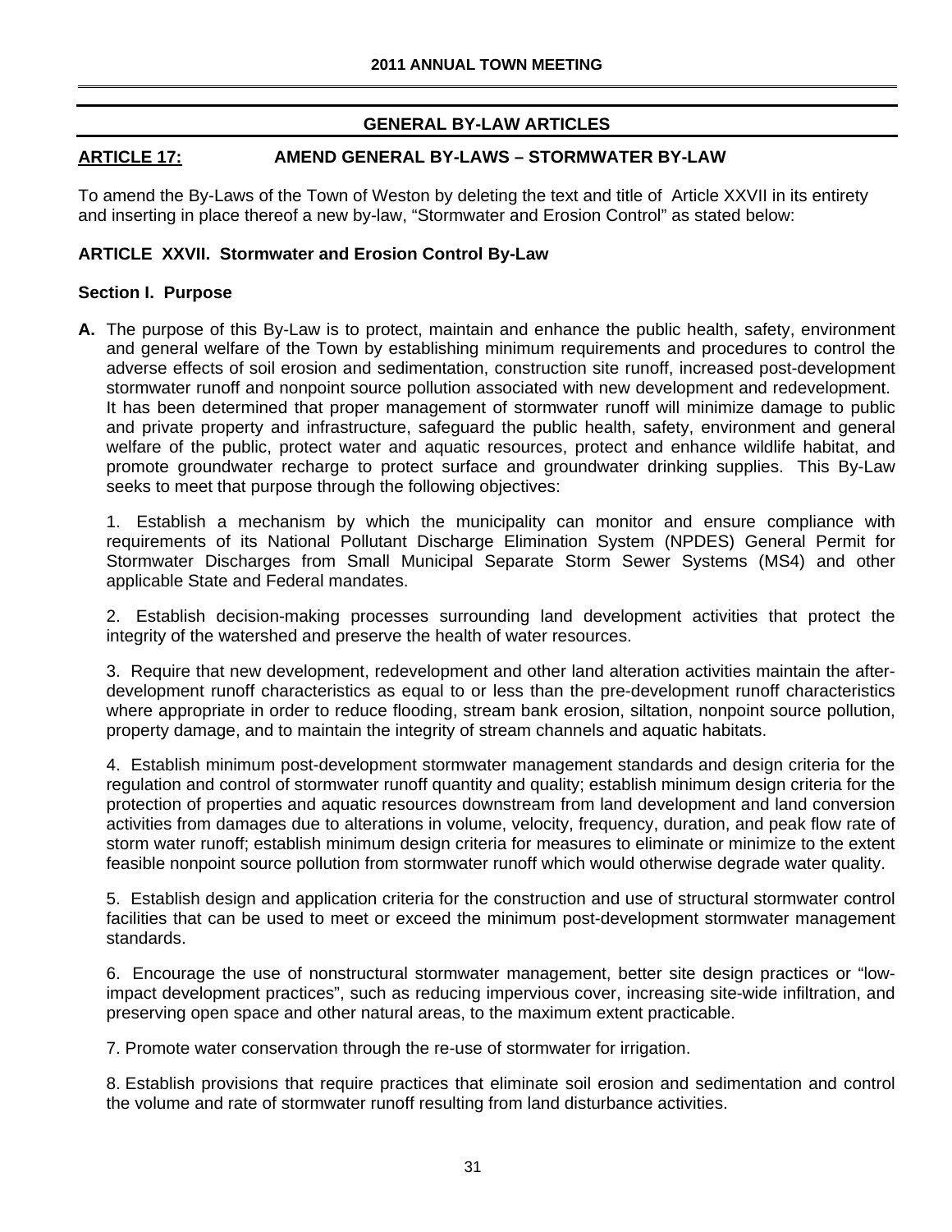## GENERAL BY-LAW ARTICLES

### ARTICLE 17: AMEND GENERAL BY-LAWS – STORMWATER BY-LAW

To amend the By-Laws of the Town of Weston by deleting the text and title of Article XXVII in its entirety and inserting in place thereof a new by-law, "Stormwater and Erosion Control" as stated below:

**ARTICLE XXVII. Stormwater and Erosion Control By-Law**

**Section I. Purpose**

**A.** The purpose of this By-Law is to protect, maintain and enhance the public health, safety, environment and general welfare of the Town by establishing minimum requirements and procedures to control the adverse effects of soil erosion and sedimentation, construction site runoff, increased post-development stormwater runoff and nonpoint source pollution associated with new development and redevelopment. It has been determined that proper management of stormwater runoff will minimize damage to public and private property and infrastructure, safeguard the public health, safety, environment and general welfare of the public, protect water and aquatic resources, protect and enhance wildlife habitat, and promote groundwater recharge to protect surface and groundwater drinking supplies. This By-Law seeks to meet that purpose through the following objectives:

1. Establish a mechanism by which the municipality can monitor and ensure compliance with requirements of its National Pollutant Discharge Elimination System (NPDES) General Permit for Stormwater Discharges from Small Municipal Separate Storm Sewer Systems (MS4) and other applicable State and Federal mandates.

2. Establish decision-making processes surrounding land development activities that protect the integrity of the watershed and preserve the health of water resources.

3. Require that new development, redevelopment and other land alteration activities maintain the after-development runoff characteristics as equal to or less than the pre-development runoff characteristics where appropriate in order to reduce flooding, stream bank erosion, siltation, nonpoint source pollution, property damage, and to maintain the integrity of stream channels and aquatic habitats.

4. Establish minimum post-development stormwater management standards and design criteria for the regulation and control of stormwater runoff quantity and quality; establish minimum design criteria for the protection of properties and aquatic resources downstream from land development and land conversion activities from damages due to alterations in volume, velocity, frequency, duration, and peak flow rate of storm water runoff; establish minimum design criteria for measures to eliminate or minimize to the extent feasible nonpoint source pollution from stormwater runoff which would otherwise degrade water quality.

5. Establish design and application criteria for the construction and use of structural stormwater control facilities that can be used to meet or exceed the minimum post-development stormwater management standards.

6. Encourage the use of nonstructural stormwater management, better site design practices or "low-impact development practices", such as reducing impervious cover, increasing site-wide infiltration, and preserving open space and other natural areas, to the maximum extent practicable.

7. Promote water conservation through the re-use of stormwater for irrigation.

8. Establish provisions that require practices that eliminate soil erosion and sedimentation and control the volume and rate of stormwater runoff resulting from land disturbance activities.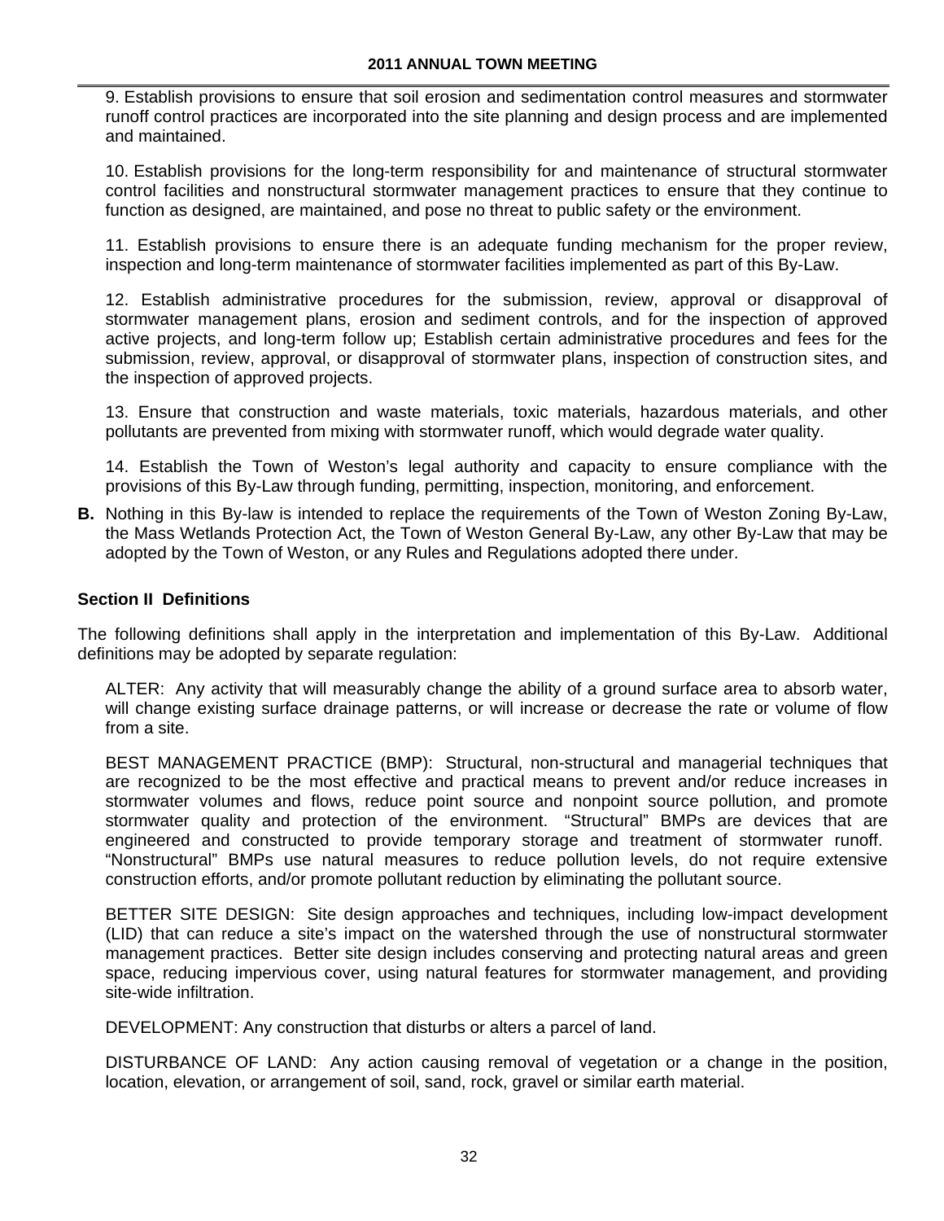9. Establish provisions to ensure that soil erosion and sedimentation control measures and stormwater runoff control practices are incorporated into the site planning and design process and are implemented and maintained.

10. Establish provisions for the long-term responsibility for and maintenance of structural stormwater control facilities and nonstructural stormwater management practices to ensure that they continue to function as designed, are maintained, and pose no threat to public safety or the environment.

11. Establish provisions to ensure there is an adequate funding mechanism for the proper review, inspection and long-term maintenance of stormwater facilities implemented as part of this By-Law.

12. Establish administrative procedures for the submission, review, approval or disapproval of stormwater management plans, erosion and sediment controls, and for the inspection of approved active projects, and long-term follow up; Establish certain administrative procedures and fees for the submission, review, approval, or disapproval of stormwater plans, inspection of construction sites, and the inspection of approved projects.

13. Ensure that construction and waste materials, toxic materials, hazardous materials, and other pollutants are prevented from mixing with stormwater runoff, which would degrade water quality.

14. Establish the Town of Weston's legal authority and capacity to ensure compliance with the provisions of this By-Law through funding, permitting, inspection, monitoring, and enforcement.

**B.** Nothing in this By-law is intended to replace the requirements of the Town of Weston Zoning By-Law, the Mass Wetlands Protection Act, the Town of Weston General By-Law, any other By-Law that may be adopted by the Town of Weston, or any Rules and Regulations adopted there under.

### Section II Definitions

The following definitions shall apply in the interpretation and implementation of this By-Law. Additional definitions may be adopted by separate regulation:

ALTER: Any activity that will measurably change the ability of a ground surface area to absorb water, will change existing surface drainage patterns, or will increase or decrease the rate or volume of flow from a site.

BEST MANAGEMENT PRACTICE (BMP): Structural, non-structural and managerial techniques that are recognized to be the most effective and practical means to prevent and/or reduce increases in stormwater volumes and flows, reduce point source and nonpoint source pollution, and promote stormwater quality and protection of the environment. "Structural" BMPs are devices that are engineered and constructed to provide temporary storage and treatment of stormwater runoff. "Nonstructural" BMPs use natural measures to reduce pollution levels, do not require extensive construction efforts, and/or promote pollutant reduction by eliminating the pollutant source.

BETTER SITE DESIGN: Site design approaches and techniques, including low-impact development (LID) that can reduce a site's impact on the watershed through the use of nonstructural stormwater management practices. Better site design includes conserving and protecting natural areas and green space, reducing impervious cover, using natural features for stormwater management, and providing site-wide infiltration.

DEVELOPMENT: Any construction that disturbs or alters a parcel of land.

DISTURBANCE OF LAND: Any action causing removal of vegetation or a change in the position, location, elevation, or arrangement of soil, sand, rock, gravel or similar earth material.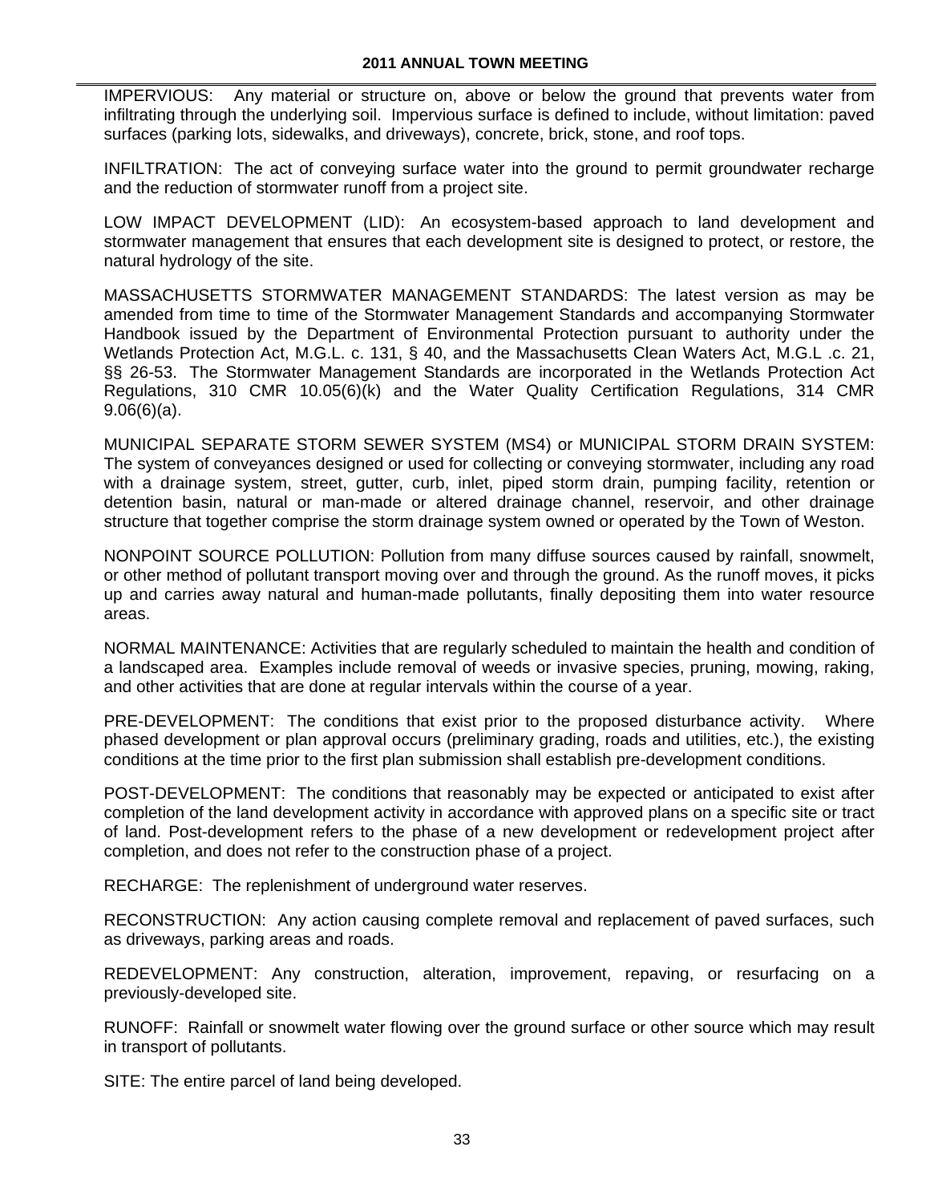IMPERVIOUS: Any material or structure on, above or below the ground that prevents water from infiltrating through the underlying soil. Impervious surface is defined to include, without limitation: paved surfaces (parking lots, sidewalks, and driveways), concrete, brick, stone, and roof tops.

INFILTRATION: The act of conveying surface water into the ground to permit groundwater recharge and the reduction of stormwater runoff from a project site.

LOW IMPACT DEVELOPMENT (LID): An ecosystem-based approach to land development and stormwater management that ensures that each development site is designed to protect, or restore, the natural hydrology of the site.

MASSACHUSETTS STORMWATER MANAGEMENT STANDARDS: The latest version as may be amended from time to time of the Stormwater Management Standards and accompanying Stormwater Handbook issued by the Department of Environmental Protection pursuant to authority under the Wetlands Protection Act, M.G.L. c. 131, § 40, and the Massachusetts Clean Waters Act, M.G.L .c. 21, §§ 26-53. The Stormwater Management Standards are incorporated in the Wetlands Protection Act Regulations, 310 CMR 10.05(6)(k) and the Water Quality Certification Regulations, 314 CMR 9.06(6)(a).

MUNICIPAL SEPARATE STORM SEWER SYSTEM (MS4) or MUNICIPAL STORM DRAIN SYSTEM: The system of conveyances designed or used for collecting or conveying stormwater, including any road with a drainage system, street, gutter, curb, inlet, piped storm drain, pumping facility, retention or detention basin, natural or man-made or altered drainage channel, reservoir, and other drainage structure that together comprise the storm drainage system owned or operated by the Town of Weston.

NONPOINT SOURCE POLLUTION: Pollution from many diffuse sources caused by rainfall, snowmelt, or other method of pollutant transport moving over and through the ground. As the runoff moves, it picks up and carries away natural and human-made pollutants, finally depositing them into water resource areas.

NORMAL MAINTENANCE: Activities that are regularly scheduled to maintain the health and condition of a landscaped area. Examples include removal of weeds or invasive species, pruning, mowing, raking, and other activities that are done at regular intervals within the course of a year.

PRE-DEVELOPMENT: The conditions that exist prior to the proposed disturbance activity. Where phased development or plan approval occurs (preliminary grading, roads and utilities, etc.), the existing conditions at the time prior to the first plan submission shall establish pre-development conditions.

POST-DEVELOPMENT: The conditions that reasonably may be expected or anticipated to exist after completion of the land development activity in accordance with approved plans on a specific site or tract of land. Post-development refers to the phase of a new development or redevelopment project after completion, and does not refer to the construction phase of a project.

RECHARGE: The replenishment of underground water reserves.

RECONSTRUCTION: Any action causing complete removal and replacement of paved surfaces, such as driveways, parking areas and roads.

REDEVELOPMENT: Any construction, alteration, improvement, repaving, or resurfacing on a previously-developed site.

RUNOFF: Rainfall or snowmelt water flowing over the ground surface or other source which may result in transport of pollutants.

SITE: The entire parcel of land being developed.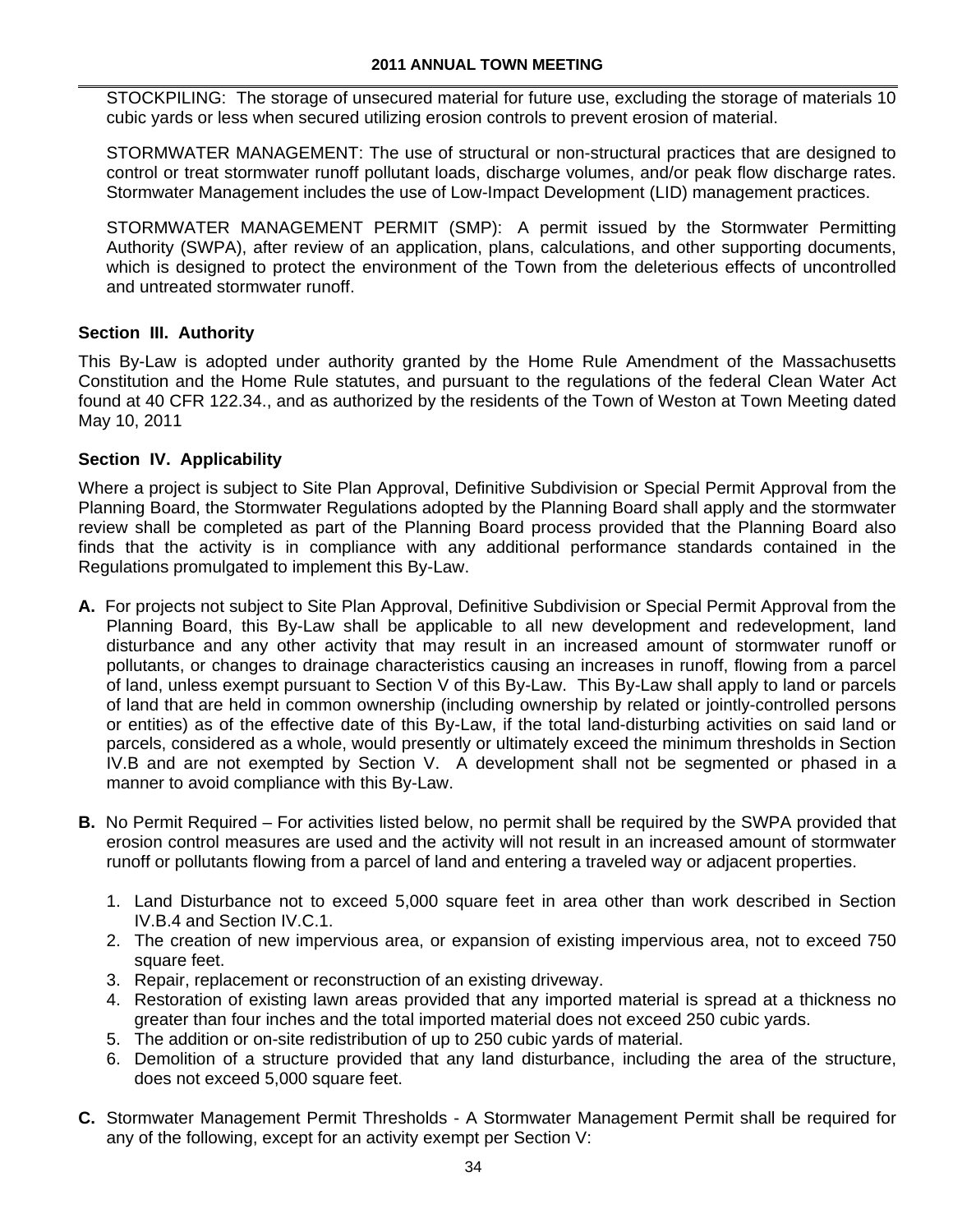STOCKPILING: The storage of unsecured material for future use, excluding the storage of materials 10 cubic yards or less when secured utilizing erosion controls to prevent erosion of material.

STORMWATER MANAGEMENT: The use of structural or non-structural practices that are designed to control or treat stormwater runoff pollutant loads, discharge volumes, and/or peak flow discharge rates. Stormwater Management includes the use of Low-Impact Development (LID) management practices.

STORMWATER MANAGEMENT PERMIT (SMP): A permit issued by the Stormwater Permitting Authority (SWPA), after review of an application, plans, calculations, and other supporting documents, which is designed to protect the environment of the Town from the deleterious effects of uncontrolled and untreated stormwater runoff.

**Section III. Authority**

This By-Law is adopted under authority granted by the Home Rule Amendment of the Massachusetts Constitution and the Home Rule statutes, and pursuant to the regulations of the federal Clean Water Act found at 40 CFR 122.34., and as authorized by the residents of the Town of Weston at Town Meeting dated May 10, 2011

**Section IV. Applicability**

Where a project is subject to Site Plan Approval, Definitive Subdivision or Special Permit Approval from the Planning Board, the Stormwater Regulations adopted by the Planning Board shall apply and the stormwater review shall be completed as part of the Planning Board process provided that the Planning Board also finds that the activity is in compliance with any additional performance standards contained in the Regulations promulgated to implement this By-Law.

**A.** For projects not subject to Site Plan Approval, Definitive Subdivision or Special Permit Approval from the Planning Board, this By-Law shall be applicable to all new development and redevelopment, land disturbance and any other activity that may result in an increased amount of stormwater runoff or pollutants, or changes to drainage characteristics causing an increases in runoff, flowing from a parcel of land, unless exempt pursuant to Section V of this By-Law. This By-Law shall apply to land or parcels of land that are held in common ownership (including ownership by related or jointly-controlled persons or entities) as of the effective date of this By-Law, if the total land-disturbing activities on said land or parcels, considered as a whole, would presently or ultimately exceed the minimum thresholds in Section IV.B and are not exempted by Section V. A development shall not be segmented or phased in a manner to avoid compliance with this By-Law.

**B.** No Permit Required – For activities listed below, no permit shall be required by the SWPA provided that erosion control measures are used and the activity will not result in an increased amount of stormwater runoff or pollutants flowing from a parcel of land and entering a traveled way or adjacent properties.

1. Land Disturbance not to exceed 5,000 square feet in area other than work described in Section IV.B.4 and Section IV.C.1.
2. The creation of new impervious area, or expansion of existing impervious area, not to exceed 750 square feet.
3. Repair, replacement or reconstruction of an existing driveway.
4. Restoration of existing lawn areas provided that any imported material is spread at a thickness no greater than four inches and the total imported material does not exceed 250 cubic yards.
5. The addition or on-site redistribution of up to 250 cubic yards of material.
6. Demolition of a structure provided that any land disturbance, including the area of the structure, does not exceed 5,000 square feet.

**C.** Stormwater Management Permit Thresholds - A Stormwater Management Permit shall be required for any of the following, except for an activity exempt per Section V: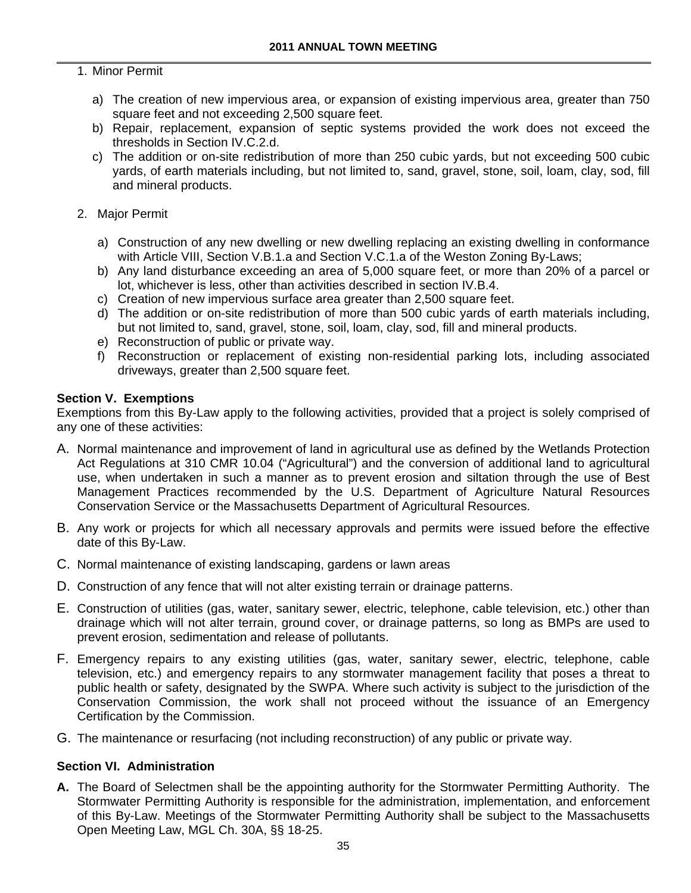1. Minor Permit

   a) The creation of new impervious area, or expansion of existing impervious area, greater than 750 square feet and not exceeding 2,500 square feet.
   b) Repair, replacement, expansion of septic systems provided the work does not exceed the thresholds in Section IV.C.2.d.
   c) The addition or on-site redistribution of more than 250 cubic yards, but not exceeding 500 cubic yards, of earth materials including, but not limited to, sand, gravel, stone, soil, loam, clay, sod, fill and mineral products.

2. Major Permit

   a) Construction of any new dwelling or new dwelling replacing an existing dwelling in conformance with Article VIII, Section V.B.1.a and Section V.C.1.a of the Weston Zoning By-Laws;
   b) Any land disturbance exceeding an area of 5,000 square feet, or more than 20% of a parcel or lot, whichever is less, other than activities described in section IV.B.4.
   c) Creation of new impervious surface area greater than 2,500 square feet.
   d) The addition or on-site redistribution of more than 500 cubic yards of earth materials including, but not limited to, sand, gravel, stone, soil, loam, clay, sod, fill and mineral products.
   e) Reconstruction of public or private way.
   f) Reconstruction or replacement of existing non-residential parking lots, including associated driveways, greater than 2,500 square feet.

**Section V. Exemptions**

Exemptions from this By-Law apply to the following activities, provided that a project is solely comprised of any one of these activities:

A. Normal maintenance and improvement of land in agricultural use as defined by the Wetlands Protection Act Regulations at 310 CMR 10.04 ("Agricultural") and the conversion of additional land to agricultural use, when undertaken in such a manner as to prevent erosion and siltation through the use of Best Management Practices recommended by the U.S. Department of Agriculture Natural Resources Conservation Service or the Massachusetts Department of Agricultural Resources.

B. Any work or projects for which all necessary approvals and permits were issued before the effective date of this By-Law.

C. Normal maintenance of existing landscaping, gardens or lawn areas

D. Construction of any fence that will not alter existing terrain or drainage patterns.

E. Construction of utilities (gas, water, sanitary sewer, electric, telephone, cable television, etc.) other than drainage which will not alter terrain, ground cover, or drainage patterns, so long as BMPs are used to prevent erosion, sedimentation and release of pollutants.

F. Emergency repairs to any existing utilities (gas, water, sanitary sewer, electric, telephone, cable television, etc.) and emergency repairs to any stormwater management facility that poses a threat to public health or safety, designated by the SWPA. Where such activity is subject to the jurisdiction of the Conservation Commission, the work shall not proceed without the issuance of an Emergency Certification by the Commission.

G. The maintenance or resurfacing (not including reconstruction) of any public or private way.

**Section VI. Administration**

**A.** The Board of Selectmen shall be the appointing authority for the Stormwater Permitting Authority. The Stormwater Permitting Authority is responsible for the administration, implementation, and enforcement of this By-Law. Meetings of the Stormwater Permitting Authority shall be subject to the Massachusetts Open Meeting Law, MGL Ch. 30A, §§ 18-25.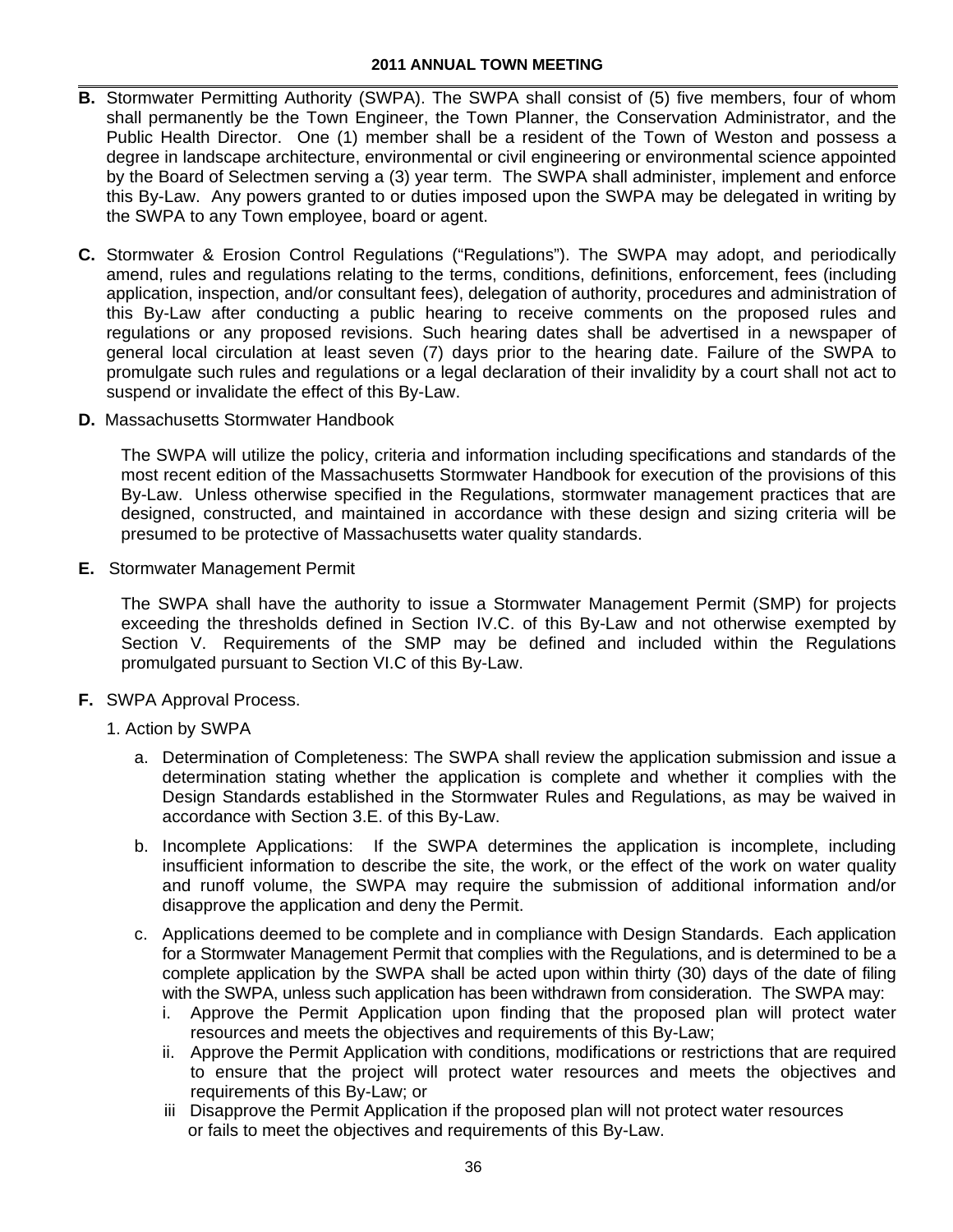**B.** Stormwater Permitting Authority (SWPA). The SWPA shall consist of (5) five members, four of whom shall permanently be the Town Engineer, the Town Planner, the Conservation Administrator, and the Public Health Director. One (1) member shall be a resident of the Town of Weston and possess a degree in landscape architecture, environmental or civil engineering or environmental science appointed by the Board of Selectmen serving a (3) year term. The SWPA shall administer, implement and enforce this By-Law. Any powers granted to or duties imposed upon the SWPA may be delegated in writing by the SWPA to any Town employee, board or agent.

**C.** Stormwater & Erosion Control Regulations ("Regulations"). The SWPA may adopt, and periodically amend, rules and regulations relating to the terms, conditions, definitions, enforcement, fees (including application, inspection, and/or consultant fees), delegation of authority, procedures and administration of this By-Law after conducting a public hearing to receive comments on the proposed rules and regulations or any proposed revisions. Such hearing dates shall be advertised in a newspaper of general local circulation at least seven (7) days prior to the hearing date. Failure of the SWPA to promulgate such rules and regulations or a legal declaration of their invalidity by a court shall not act to suspend or invalidate the effect of this By-Law.

**D.** Massachusetts Stormwater Handbook

The SWPA will utilize the policy, criteria and information including specifications and standards of the most recent edition of the Massachusetts Stormwater Handbook for execution of the provisions of this By-Law. Unless otherwise specified in the Regulations, stormwater management practices that are designed, constructed, and maintained in accordance with these design and sizing criteria will be presumed to be protective of Massachusetts water quality standards.

**E.** Stormwater Management Permit

The SWPA shall have the authority to issue a Stormwater Management Permit (SMP) for projects exceeding the thresholds defined in Section IV.C. of this By-Law and not otherwise exempted by Section V. Requirements of the SMP may be defined and included within the Regulations promulgated pursuant to Section VI.C of this By-Law.

**F.** SWPA Approval Process.

1. Action by SWPA

   a. Determination of Completeness: The SWPA shall review the application submission and issue a determination stating whether the application is complete and whether it complies with the Design Standards established in the Stormwater Rules and Regulations, as may be waived in accordance with Section 3.E. of this By-Law.

   b. Incomplete Applications: If the SWPA determines the application is incomplete, including insufficient information to describe the site, the work, or the effect of the work on water quality and runoff volume, the SWPA may require the submission of additional information and/or disapprove the application and deny the Permit.

   c. Applications deemed to be complete and in compliance with Design Standards. Each application for a Stormwater Management Permit that complies with the Regulations, and is determined to be a complete application by the SWPA shall be acted upon within thirty (30) days of the date of filing with the SWPA, unless such application has been withdrawn from consideration. The SWPA may:

      i. Approve the Permit Application upon finding that the proposed plan will protect water resources and meets the objectives and requirements of this By-Law;

      ii. Approve the Permit Application with conditions, modifications or restrictions that are required to ensure that the project will protect water resources and meets the objectives and requirements of this By-Law; or

      iii Disapprove the Permit Application if the proposed plan will not protect water resources or fails to meet the objectives and requirements of this By-Law.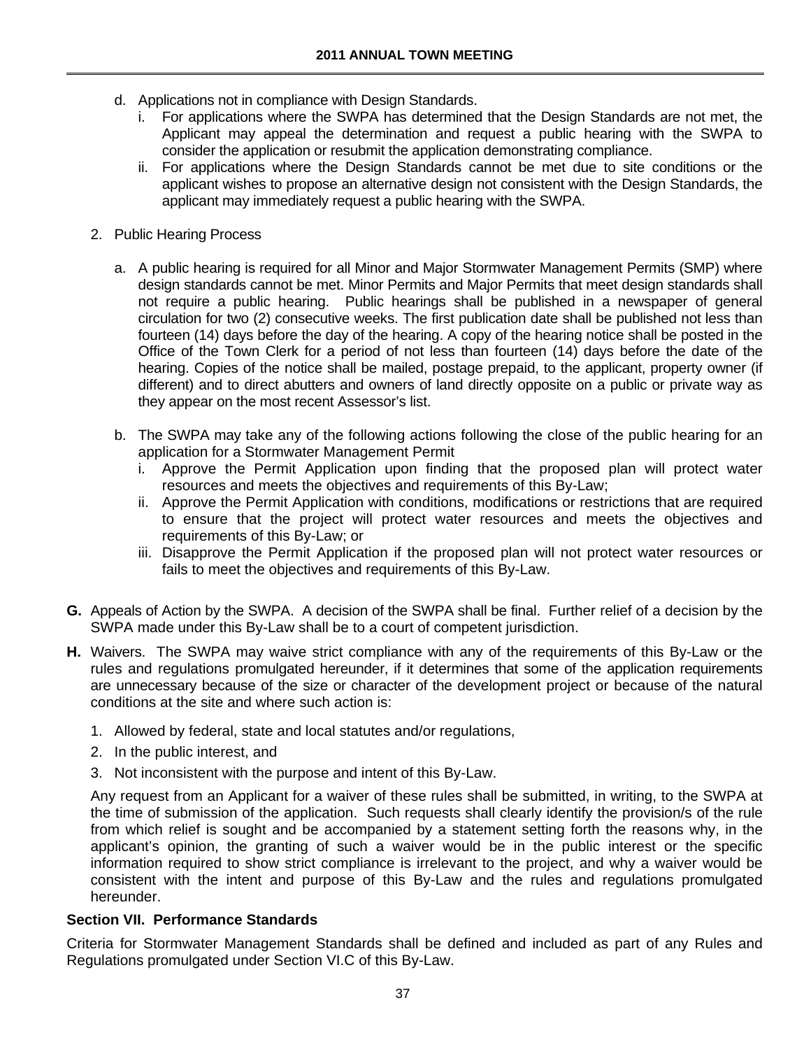d. Applications not in compliance with Design Standards.
   i. For applications where the SWPA has determined that the Design Standards are not met, the Applicant may appeal the determination and request a public hearing with the SWPA to consider the application or resubmit the application demonstrating compliance.
   ii. For applications where the Design Standards cannot be met due to site conditions or the applicant wishes to propose an alternative design not consistent with the Design Standards, the applicant may immediately request a public hearing with the SWPA.

2. Public Hearing Process

   a. A public hearing is required for all Minor and Major Stormwater Management Permits (SMP) where design standards cannot be met. Minor Permits and Major Permits that meet design standards shall not require a public hearing. Public hearings shall be published in a newspaper of general circulation for two (2) consecutive weeks. The first publication date shall be published not less than fourteen (14) days before the day of the hearing. A copy of the hearing notice shall be posted in the Office of the Town Clerk for a period of not less than fourteen (14) days before the date of the hearing. Copies of the notice shall be mailed, postage prepaid, to the applicant, property owner (if different) and to direct abutters and owners of land directly opposite on a public or private way as they appear on the most recent Assessor's list.

   b. The SWPA may take any of the following actions following the close of the public hearing for an application for a Stormwater Management Permit
      i. Approve the Permit Application upon finding that the proposed plan will protect water resources and meets the objectives and requirements of this By-Law;
      ii. Approve the Permit Application with conditions, modifications or restrictions that are required to ensure that the project will protect water resources and meets the objectives and requirements of this By-Law; or
      iii. Disapprove the Permit Application if the proposed plan will not protect water resources or fails to meet the objectives and requirements of this By-Law.

**G.** Appeals of Action by the SWPA. A decision of the SWPA shall be final. Further relief of a decision by the SWPA made under this By-Law shall be to a court of competent jurisdiction.

**H.** Waivers. The SWPA may waive strict compliance with any of the requirements of this By-Law or the rules and regulations promulgated hereunder, if it determines that some of the application requirements are unnecessary because of the size or character of the development project or because of the natural conditions at the site and where such action is:

1. Allowed by federal, state and local statutes and/or regulations,
2. In the public interest, and
3. Not inconsistent with the purpose and intent of this By-Law.

Any request from an Applicant for a waiver of these rules shall be submitted, in writing, to the SWPA at the time of submission of the application. Such requests shall clearly identify the provision/s of the rule from which relief is sought and be accompanied by a statement setting forth the reasons why, in the applicant's opinion, the granting of such a waiver would be in the public interest or the specific information required to show strict compliance is irrelevant to the project, and why a waiver would be consistent with the intent and purpose of this By-Law and the rules and regulations promulgated hereunder.

**Section VII. Performance Standards**

Criteria for Stormwater Management Standards shall be defined and included as part of any Rules and Regulations promulgated under Section VI.C of this By-Law.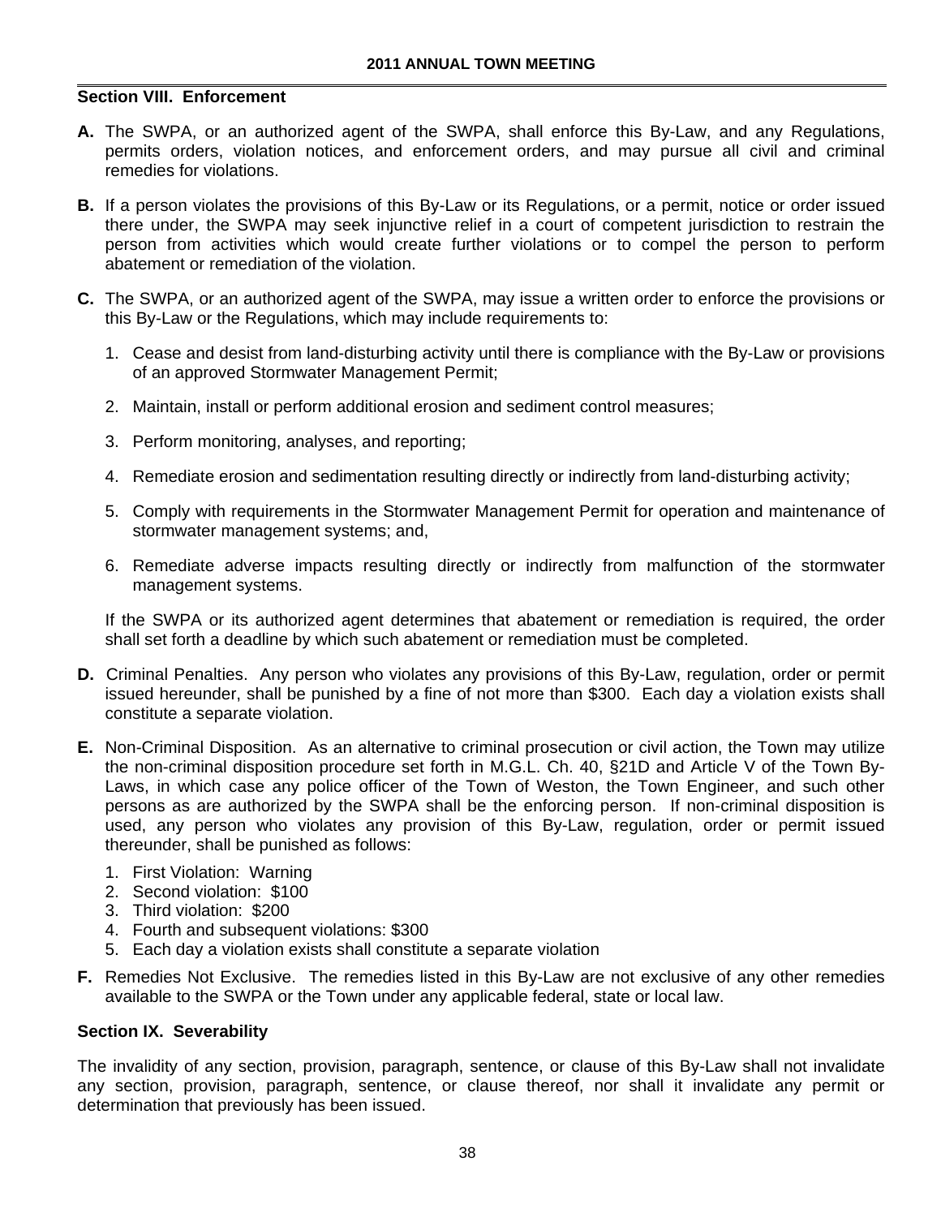## Section VIII. Enforcement

**A.** The SWPA, or an authorized agent of the SWPA, shall enforce this By-Law, and any Regulations, permits orders, violation notices, and enforcement orders, and may pursue all civil and criminal remedies for violations.

**B.** If a person violates the provisions of this By-Law or its Regulations, or a permit, notice or order issued there under, the SWPA may seek injunctive relief in a court of competent jurisdiction to restrain the person from activities which would create further violations or to compel the person to perform abatement or remediation of the violation.

**C.** The SWPA, or an authorized agent of the SWPA, may issue a written order to enforce the provisions or this By-Law or the Regulations, which may include requirements to:

1. Cease and desist from land-disturbing activity until there is compliance with the By-Law or provisions of an approved Stormwater Management Permit;
2. Maintain, install or perform additional erosion and sediment control measures;
3. Perform monitoring, analyses, and reporting;
4. Remediate erosion and sedimentation resulting directly or indirectly from land-disturbing activity;
5. Comply with requirements in the Stormwater Management Permit for operation and maintenance of stormwater management systems; and,
6. Remediate adverse impacts resulting directly or indirectly from malfunction of the stormwater management systems.

If the SWPA or its authorized agent determines that abatement or remediation is required, the order shall set forth a deadline by which such abatement or remediation must be completed.

**D.** Criminal Penalties. Any person who violates any provisions of this By-Law, regulation, order or permit issued hereunder, shall be punished by a fine of not more than $300. Each day a violation exists shall constitute a separate violation.

**E.** Non-Criminal Disposition. As an alternative to criminal prosecution or civil action, the Town may utilize the non-criminal disposition procedure set forth in M.G.L. Ch. 40, §21D and Article V of the Town By-Laws, in which case any police officer of the Town of Weston, the Town Engineer, and such other persons as are authorized by the SWPA shall be the enforcing person. If non-criminal disposition is used, any person who violates any provision of this By-Law, regulation, order or permit issued thereunder, shall be punished as follows:

1. First Violation: Warning
2. Second violation: $100
3. Third violation: $200
4. Fourth and subsequent violations: $300
5. Each day a violation exists shall constitute a separate violation

**F.** Remedies Not Exclusive. The remedies listed in this By-Law are not exclusive of any other remedies available to the SWPA or the Town under any applicable federal, state or local law.

## Section IX. Severability

The invalidity of any section, provision, paragraph, sentence, or clause of this By-Law shall not invalidate any section, provision, paragraph, sentence, or clause thereof, nor shall it invalidate any permit or determination that previously has been issued.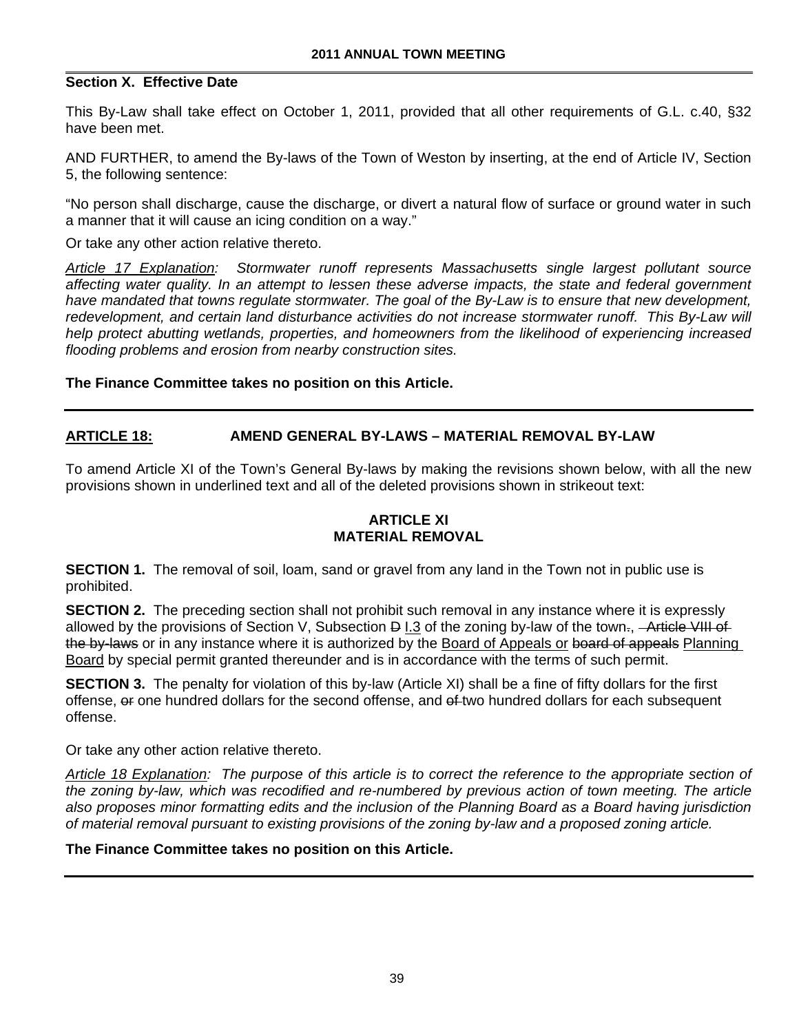**Section X. Effective Date**

This By-Law shall take effect on October 1, 2011, provided that all other requirements of G.L. c.40, §32 have been met.

AND FURTHER, to amend the By-laws of the Town of Weston by inserting, at the end of Article IV, Section 5, the following sentence:

"No person shall discharge, cause the discharge, or divert a natural flow of surface or ground water in such a manner that it will cause an icing condition on a way."

Or take any other action relative thereto.

*<u>Article 17 Explanation</u>: Stormwater runoff represents Massachusetts single largest pollutant source affecting water quality. In an attempt to lessen these adverse impacts, the state and federal government have mandated that towns regulate stormwater. The goal of the By-Law is to ensure that new development, redevelopment, and certain land disturbance activities do not increase stormwater runoff. This By-Law will help protect abutting wetlands, properties, and homeowners from the likelihood of experiencing increased flooding problems and erosion from nearby construction sites.*

**The Finance Committee takes no position on this Article.**

---

## <u>ARTICLE 18:</u> AMEND GENERAL BY-LAWS – MATERIAL REMOVAL BY-LAW

To amend Article XI of the Town's General By-laws by making the revisions shown below, with all the new provisions shown in underlined text and all of the deleted provisions shown in strikeout text:

### ARTICLE XI
### MATERIAL REMOVAL

**SECTION 1.** The removal of soil, loam, sand or gravel from any land in the Town not in public use is prohibited.

**SECTION 2.** The preceding section shall not prohibit such removal in any instance where it is expressly allowed by the provisions of Section V, Subsection ~~D~~ <u>I.3</u> of the zoning by-law of the town~~.~~, ~~Article VIII of the by-laws~~ or in any instance where it is authorized by the <u>Board of Appeals or</u> ~~board of appeals~~ <u>Planning Board</u> by special permit granted thereunder and is in accordance with the terms of such permit.

**SECTION 3.** The penalty for violation of this by-law (Article XI) shall be a fine of fifty dollars for the first offense, ~~or~~ one hundred dollars for the second offense, and ~~of~~ two hundred dollars for each subsequent offense.

Or take any other action relative thereto.

*<u>Article 18 Explanation</u>: The purpose of this article is to correct the reference to the appropriate section of the zoning by-law, which was recodified and re-numbered by previous action of town meeting. The article also proposes minor formatting edits and the inclusion of the Planning Board as a Board having jurisdiction of material removal pursuant to existing provisions of the zoning by-law and a proposed zoning article.*

**The Finance Committee takes no position on this Article.**

---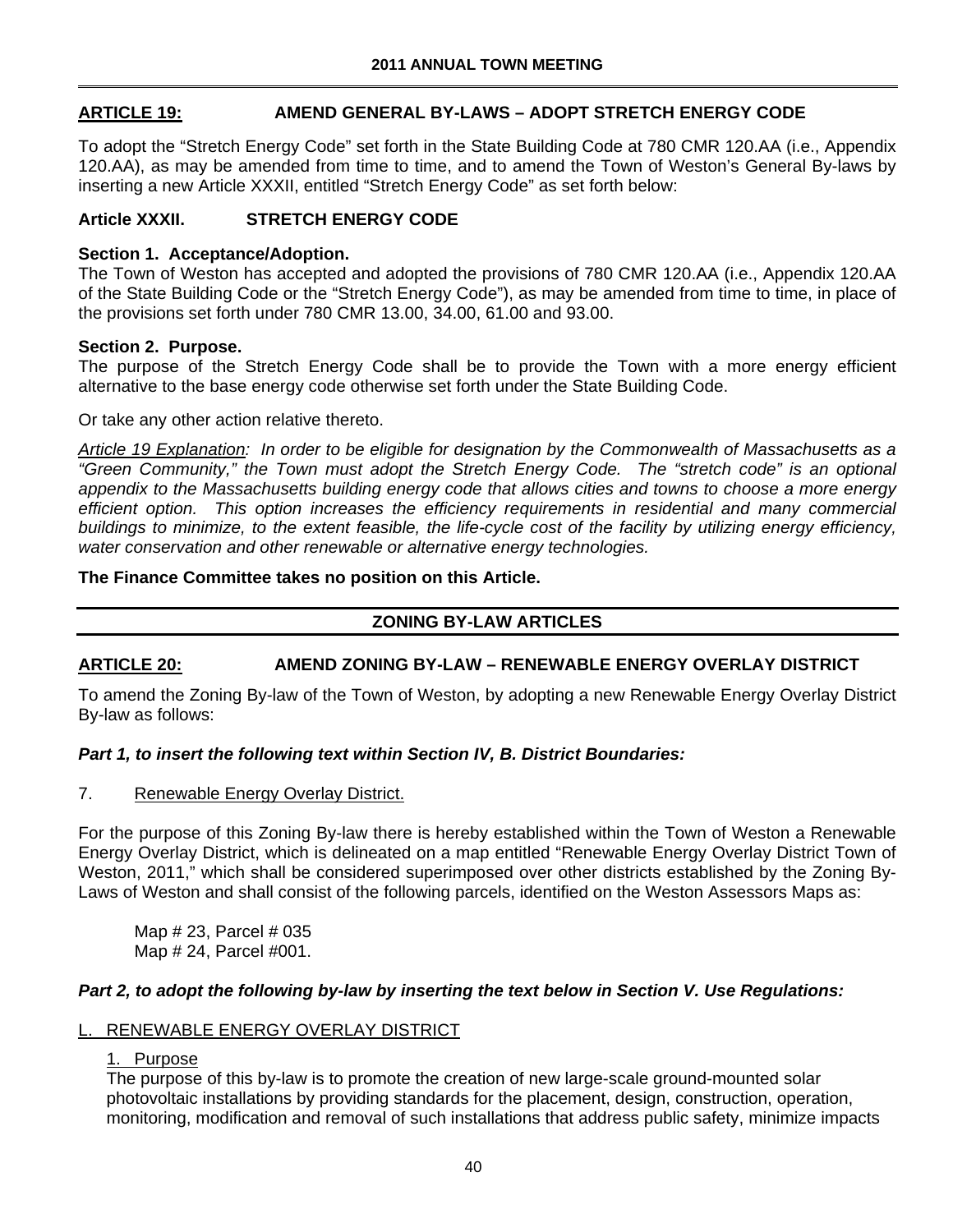## ARTICLE 19: AMEND GENERAL BY-LAWS – ADOPT STRETCH ENERGY CODE

To adopt the "Stretch Energy Code" set forth in the State Building Code at 780 CMR 120.AA (i.e., Appendix 120.AA), as may be amended from time to time, and to amend the Town of Weston's General By-laws by inserting a new Article XXXII, entitled "Stretch Energy Code" as set forth below:

### Article XXXII. STRETCH ENERGY CODE

**Section 1. Acceptance/Adoption.**
The Town of Weston has accepted and adopted the provisions of 780 CMR 120.AA (i.e., Appendix 120.AA of the State Building Code or the "Stretch Energy Code"), as may be amended from time to time, in place of the provisions set forth under 780 CMR 13.00, 34.00, 61.00 and 93.00.

**Section 2. Purpose.**
The purpose of the Stretch Energy Code shall be to provide the Town with a more energy efficient alternative to the base energy code otherwise set forth under the State Building Code.

Or take any other action relative thereto.

*Article 19 Explanation: In order to be eligible for designation by the Commonwealth of Massachusetts as a "Green Community," the Town must adopt the Stretch Energy Code. The "stretch code" is an optional appendix to the Massachusetts building energy code that allows cities and towns to choose a more energy efficient option. This option increases the efficiency requirements in residential and many commercial buildings to minimize, to the extent feasible, the life-cycle cost of the facility by utilizing energy efficiency, water conservation and other renewable or alternative energy technologies.*

**The Finance Committee takes no position on this Article.**

## ZONING BY-LAW ARTICLES

## ARTICLE 20: AMEND ZONING BY-LAW – RENEWABLE ENERGY OVERLAY DISTRICT

To amend the Zoning By-law of the Town of Weston, by adopting a new Renewable Energy Overlay District By-law as follows:

***Part 1, to insert the following text within Section IV, B. District Boundaries:***

7. Renewable Energy Overlay District.

For the purpose of this Zoning By-law there is hereby established within the Town of Weston a Renewable Energy Overlay District, which is delineated on a map entitled "Renewable Energy Overlay District Town of Weston, 2011," which shall be considered superimposed over other districts established by the Zoning By-Laws of Weston and shall consist of the following parcels, identified on the Weston Assessors Maps as:

Map # 23, Parcel # 035
Map # 24, Parcel #001.

***Part 2, to adopt the following by-law by inserting the text below in Section V. Use Regulations:***

L. RENEWABLE ENERGY OVERLAY DISTRICT

1. Purpose

The purpose of this by-law is to promote the creation of new large-scale ground-mounted solar photovoltaic installations by providing standards for the placement, design, construction, operation, monitoring, modification and removal of such installations that address public safety, minimize impacts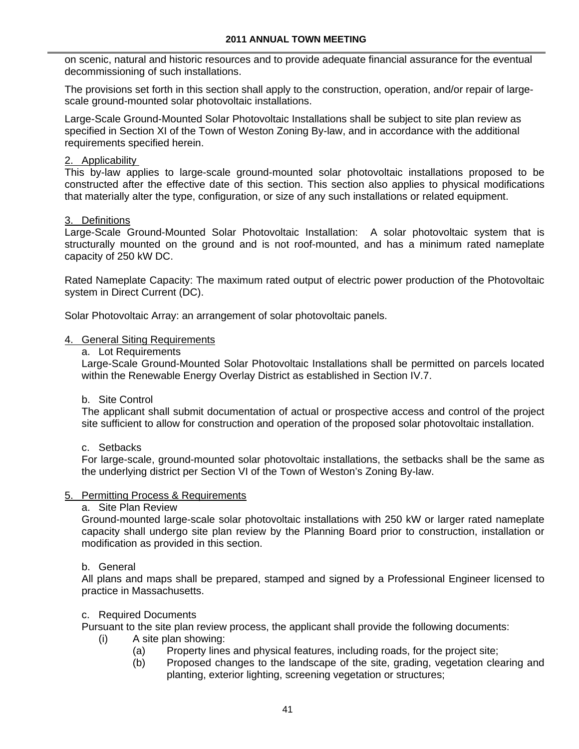on scenic, natural and historic resources and to provide adequate financial assurance for the eventual decommissioning of such installations.

The provisions set forth in this section shall apply to the construction, operation, and/or repair of large-scale ground-mounted solar photovoltaic installations.

Large-Scale Ground-Mounted Solar Photovoltaic Installations shall be subject to site plan review as specified in Section XI of the Town of Weston Zoning By-law, and in accordance with the additional requirements specified herein.

2. Applicability

This by-law applies to large-scale ground-mounted solar photovoltaic installations proposed to be constructed after the effective date of this section. This section also applies to physical modifications that materially alter the type, configuration, or size of any such installations or related equipment.

3. Definitions

Large-Scale Ground-Mounted Solar Photovoltaic Installation: A solar photovoltaic system that is structurally mounted on the ground and is not roof-mounted, and has a minimum rated nameplate capacity of 250 kW DC.

Rated Nameplate Capacity: The maximum rated output of electric power production of the Photovoltaic system in Direct Current (DC).

Solar Photovoltaic Array: an arrangement of solar photovoltaic panels.

4. General Siting Requirements

a. Lot Requirements

Large-Scale Ground-Mounted Solar Photovoltaic Installations shall be permitted on parcels located within the Renewable Energy Overlay District as established in Section IV.7.

b. Site Control

The applicant shall submit documentation of actual or prospective access and control of the project site sufficient to allow for construction and operation of the proposed solar photovoltaic installation.

c. Setbacks

For large-scale, ground-mounted solar photovoltaic installations, the setbacks shall be the same as the underlying district per Section VI of the Town of Weston's Zoning By-law.

5. Permitting Process & Requirements

a. Site Plan Review

Ground-mounted large-scale solar photovoltaic installations with 250 kW or larger rated nameplate capacity shall undergo site plan review by the Planning Board prior to construction, installation or modification as provided in this section.

b. General

All plans and maps shall be prepared, stamped and signed by a Professional Engineer licensed to practice in Massachusetts.

c. Required Documents

Pursuant to the site plan review process, the applicant shall provide the following documents:

- (i) A site plan showing:
  - (a) Property lines and physical features, including roads, for the project site;
  - (b) Proposed changes to the landscape of the site, grading, vegetation clearing and planting, exterior lighting, screening vegetation or structures;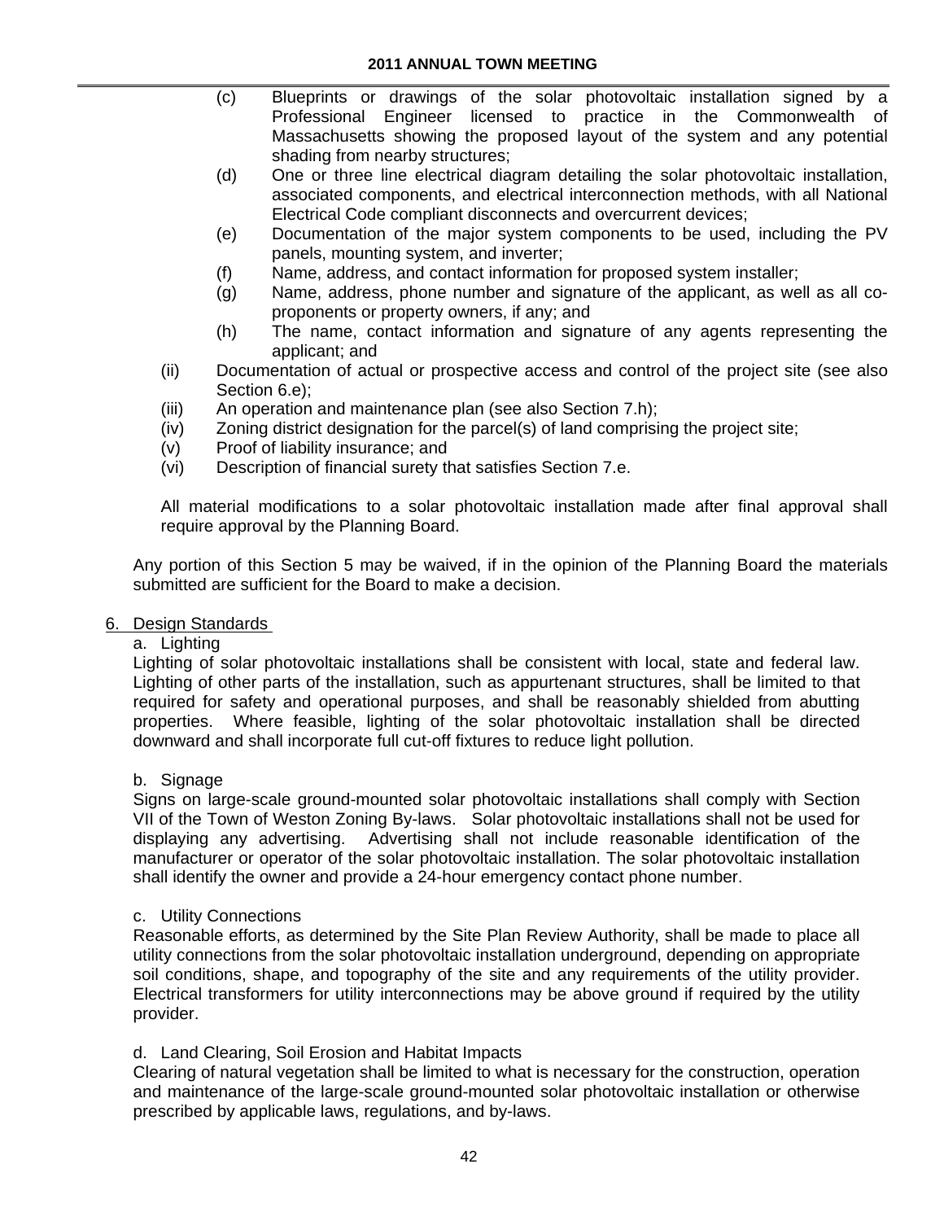- (c) Blueprints or drawings of the solar photovoltaic installation signed by a Professional Engineer licensed to practice in the Commonwealth of Massachusetts showing the proposed layout of the system and any potential shading from nearby structures;
   - (d) One or three line electrical diagram detailing the solar photovoltaic installation, associated components, and electrical interconnection methods, with all National Electrical Code compliant disconnects and overcurrent devices;
   - (e) Documentation of the major system components to be used, including the PV panels, mounting system, and inverter;
   - (f) Name, address, and contact information for proposed system installer;
   - (g) Name, address, phone number and signature of the applicant, as well as all co-proponents or property owners, if any; and
   - (h) The name, contact information and signature of any agents representing the applicant; and

(ii) Documentation of actual or prospective access and control of the project site (see also Section 6.e);

(iii) An operation and maintenance plan (see also Section 7.h);

(iv) Zoning district designation for the parcel(s) of land comprising the project site;

(v) Proof of liability insurance; and

(vi) Description of financial surety that satisfies Section 7.e.

All material modifications to a solar photovoltaic installation made after final approval shall require approval by the Planning Board.

Any portion of this Section 5 may be waived, if in the opinion of the Planning Board the materials submitted are sufficient for the Board to make a decision.

6. Design Standards

a. Lighting

Lighting of solar photovoltaic installations shall be consistent with local, state and federal law. Lighting of other parts of the installation, such as appurtenant structures, shall be limited to that required for safety and operational purposes, and shall be reasonably shielded from abutting properties. Where feasible, lighting of the solar photovoltaic installation shall be directed downward and shall incorporate full cut-off fixtures to reduce light pollution.

b. Signage

Signs on large-scale ground-mounted solar photovoltaic installations shall comply with Section VII of the Town of Weston Zoning By-laws. Solar photovoltaic installations shall not be used for displaying any advertising. Advertising shall not include reasonable identification of the manufacturer or operator of the solar photovoltaic installation. The solar photovoltaic installation shall identify the owner and provide a 24-hour emergency contact phone number.

c. Utility Connections

Reasonable efforts, as determined by the Site Plan Review Authority, shall be made to place all utility connections from the solar photovoltaic installation underground, depending on appropriate soil conditions, shape, and topography of the site and any requirements of the utility provider. Electrical transformers for utility interconnections may be above ground if required by the utility provider.

d. Land Clearing, Soil Erosion and Habitat Impacts

Clearing of natural vegetation shall be limited to what is necessary for the construction, operation and maintenance of the large-scale ground-mounted solar photovoltaic installation or otherwise prescribed by applicable laws, regulations, and by-laws.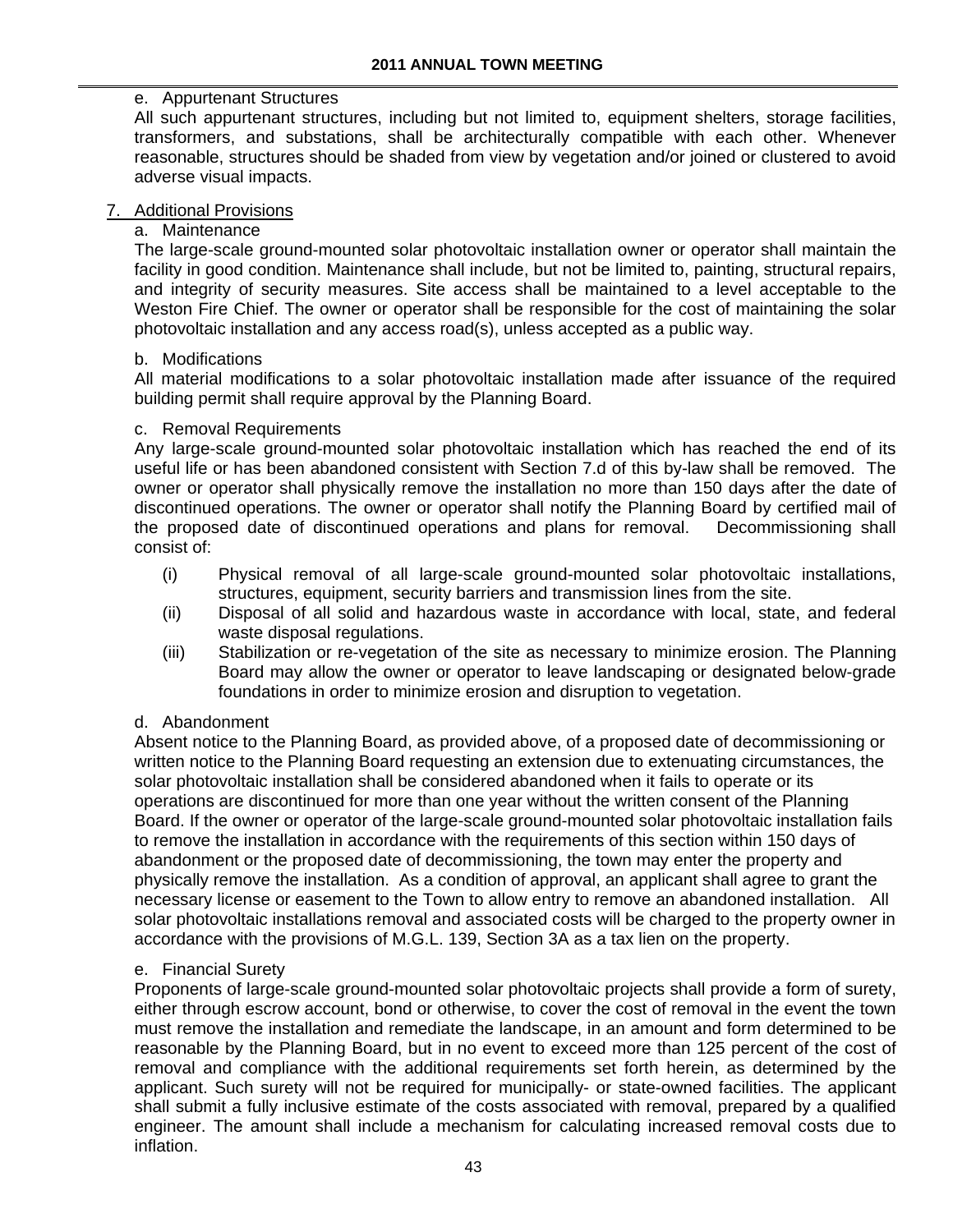e. Appurtenant Structures

All such appurtenant structures, including but not limited to, equipment shelters, storage facilities, transformers, and substations, shall be architecturally compatible with each other. Whenever reasonable, structures should be shaded from view by vegetation and/or joined or clustered to avoid adverse visual impacts.

7. <u>Additional Provisions</u>

a. Maintenance

The large-scale ground-mounted solar photovoltaic installation owner or operator shall maintain the facility in good condition. Maintenance shall include, but not be limited to, painting, structural repairs, and integrity of security measures. Site access shall be maintained to a level acceptable to the Weston Fire Chief. The owner or operator shall be responsible for the cost of maintaining the solar photovoltaic installation and any access road(s), unless accepted as a public way.

b. Modifications

All material modifications to a solar photovoltaic installation made after issuance of the required building permit shall require approval by the Planning Board.

c. Removal Requirements

Any large-scale ground-mounted solar photovoltaic installation which has reached the end of its useful life or has been abandoned consistent with Section 7.d of this by-law shall be removed. The owner or operator shall physically remove the installation no more than 150 days after the date of discontinued operations. The owner or operator shall notify the Planning Board by certified mail of the proposed date of discontinued operations and plans for removal. Decommissioning shall consist of:

(i) Physical removal of all large-scale ground-mounted solar photovoltaic installations, structures, equipment, security barriers and transmission lines from the site.

(ii) Disposal of all solid and hazardous waste in accordance with local, state, and federal waste disposal regulations.

(iii) Stabilization or re-vegetation of the site as necessary to minimize erosion. The Planning Board may allow the owner or operator to leave landscaping or designated below-grade foundations in order to minimize erosion and disruption to vegetation.

d. Abandonment

Absent notice to the Planning Board, as provided above, of a proposed date of decommissioning or written notice to the Planning Board requesting an extension due to extenuating circumstances, the solar photovoltaic installation shall be considered abandoned when it fails to operate or its operations are discontinued for more than one year without the written consent of the Planning Board. If the owner or operator of the large-scale ground-mounted solar photovoltaic installation fails to remove the installation in accordance with the requirements of this section within 150 days of abandonment or the proposed date of decommissioning, the town may enter the property and physically remove the installation. As a condition of approval, an applicant shall agree to grant the necessary license or easement to the Town to allow entry to remove an abandoned installation. All solar photovoltaic installations removal and associated costs will be charged to the property owner in accordance with the provisions of M.G.L. 139, Section 3A as a tax lien on the property.

e. Financial Surety

Proponents of large-scale ground-mounted solar photovoltaic projects shall provide a form of surety, either through escrow account, bond or otherwise, to cover the cost of removal in the event the town must remove the installation and remediate the landscape, in an amount and form determined to be reasonable by the Planning Board, but in no event to exceed more than 125 percent of the cost of removal and compliance with the additional requirements set forth herein, as determined by the applicant. Such surety will not be required for municipally- or state-owned facilities. The applicant shall submit a fully inclusive estimate of the costs associated with removal, prepared by a qualified engineer. The amount shall include a mechanism for calculating increased removal costs due to inflation.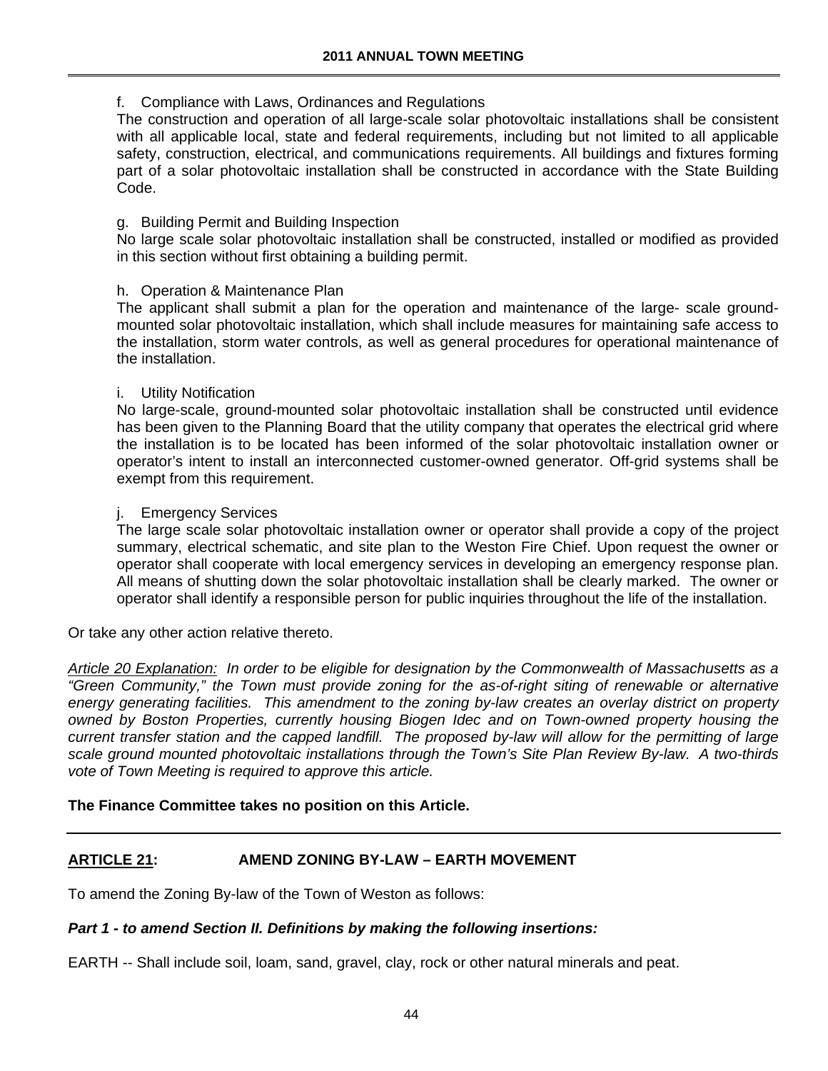f. Compliance with Laws, Ordinances and Regulations
The construction and operation of all large-scale solar photovoltaic installations shall be consistent with all applicable local, state and federal requirements, including but not limited to all applicable safety, construction, electrical, and communications requirements. All buildings and fixtures forming part of a solar photovoltaic installation shall be constructed in accordance with the State Building Code.

g. Building Permit and Building Inspection
No large scale solar photovoltaic installation shall be constructed, installed or modified as provided in this section without first obtaining a building permit.

h. Operation & Maintenance Plan
The applicant shall submit a plan for the operation and maintenance of the large- scale ground-mounted solar photovoltaic installation, which shall include measures for maintaining safe access to the installation, storm water controls, as well as general procedures for operational maintenance of the installation.

i. Utility Notification
No large-scale, ground-mounted solar photovoltaic installation shall be constructed until evidence has been given to the Planning Board that the utility company that operates the electrical grid where the installation is to be located has been informed of the solar photovoltaic installation owner or operator's intent to install an interconnected customer-owned generator. Off-grid systems shall be exempt from this requirement.

j. Emergency Services
The large scale solar photovoltaic installation owner or operator shall provide a copy of the project summary, electrical schematic, and site plan to the Weston Fire Chief. Upon request the owner or operator shall cooperate with local emergency services in developing an emergency response plan. All means of shutting down the solar photovoltaic installation shall be clearly marked. The owner or operator shall identify a responsible person for public inquiries throughout the life of the installation.

Or take any other action relative thereto.

*Article 20 Explanation: In order to be eligible for designation by the Commonwealth of Massachusetts as a "Green Community," the Town must provide zoning for the as-of-right siting of renewable or alternative energy generating facilities. This amendment to the zoning by-law creates an overlay district on property owned by Boston Properties, currently housing Biogen Idec and on Town-owned property housing the current transfer station and the capped landfill. The proposed by-law will allow for the permitting of large scale ground mounted photovoltaic installations through the Town's Site Plan Review By-law. A two-thirds vote of Town Meeting is required to approve this article.*

**The Finance Committee takes no position on this Article.**

---

## ARTICLE 21: AMEND ZONING BY-LAW – EARTH MOVEMENT

To amend the Zoning By-law of the Town of Weston as follows:

***Part 1 - to amend Section II. Definitions by making the following insertions:***

EARTH -- Shall include soil, loam, sand, gravel, clay, rock or other natural minerals and peat.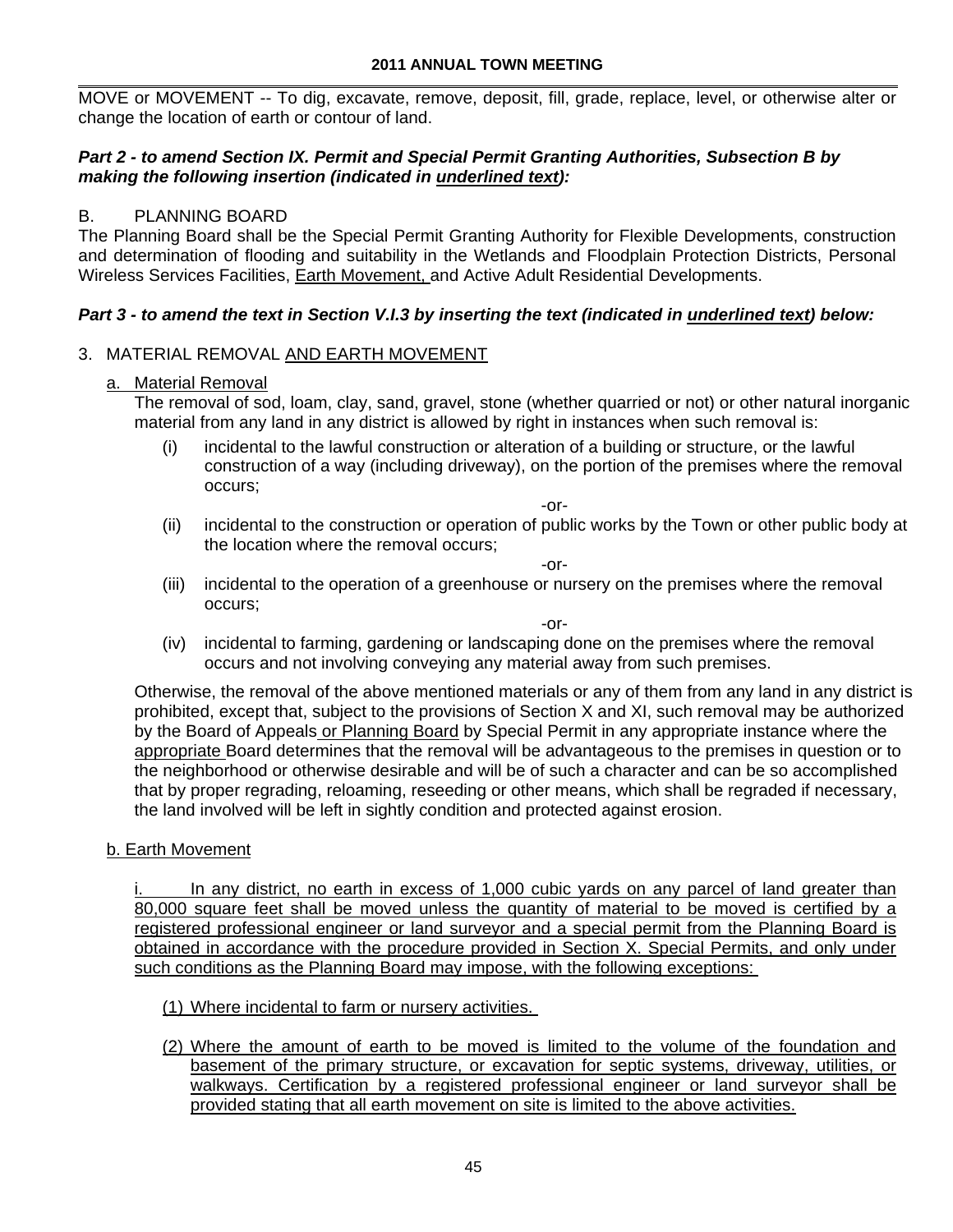MOVE or MOVEMENT -- To dig, excavate, remove, deposit, fill, grade, replace, level, or otherwise alter or change the location of earth or contour of land.

***Part 2 - to amend Section IX. Permit and Special Permit Granting Authorities, Subsection B by making the following insertion (indicated in <u>underlined text</u>):***

B. PLANNING BOARD

The Planning Board shall be the Special Permit Granting Authority for Flexible Developments, construction and determination of flooding and suitability in the Wetlands and Floodplain Protection Districts, Personal Wireless Services Facilities, <u>Earth Movement,</u> and Active Adult Residential Developments.

***Part 3 - to amend the text in Section V.I.3 by inserting the text (indicated in <u>underlined text</u>) below:***

3. MATERIAL REMOVAL <u>AND EARTH MOVEMENT</u>

<u>a. Material Removal</u>

The removal of sod, loam, clay, sand, gravel, stone (whether quarried or not) or other natural inorganic material from any land in any district is allowed by right in instances when such removal is:

(i) incidental to the lawful construction or alteration of a building or structure, or the lawful construction of a way (including driveway), on the portion of the premises where the removal occurs;

-or-

(ii) incidental to the construction or operation of public works by the Town or other public body at the location where the removal occurs;

-or-

(iii) incidental to the operation of a greenhouse or nursery on the premises where the removal occurs;

-or-

(iv) incidental to farming, gardening or landscaping done on the premises where the removal occurs and not involving conveying any material away from such premises.

Otherwise, the removal of the above mentioned materials or any of them from any land in any district is prohibited, except that, subject to the provisions of Section X and XI, such removal may be authorized by the Board of Appeals <u>or Planning Board</u> by Special Permit in any appropriate instance where the <u>appropriate</u> Board determines that the removal will be advantageous to the premises in question or to the neighborhood or otherwise desirable and will be of such a character and can be so accomplished that by proper regrading, reloaming, reseeding or other means, which shall be regraded if necessary, the land involved will be left in sightly condition and protected against erosion.

<u>b. Earth Movement</u>

<u>i. In any district, no earth in excess of 1,000 cubic yards on any parcel of land greater than 80,000 square feet shall be moved unless the quantity of material to be moved is certified by a registered professional engineer or land surveyor and a special permit from the Planning Board is obtained in accordance with the procedure provided in Section X. Special Permits, and only under such conditions as the Planning Board may impose, with the following exceptions:</u>

<u>(1) Where incidental to farm or nursery activities.</u>

<u>(2) Where the amount of earth to be moved is limited to the volume of the foundation and basement of the primary structure, or excavation for septic systems, driveway, utilities, or walkways. Certification by a registered professional engineer or land surveyor shall be provided stating that all earth movement on site is limited to the above activities.</u>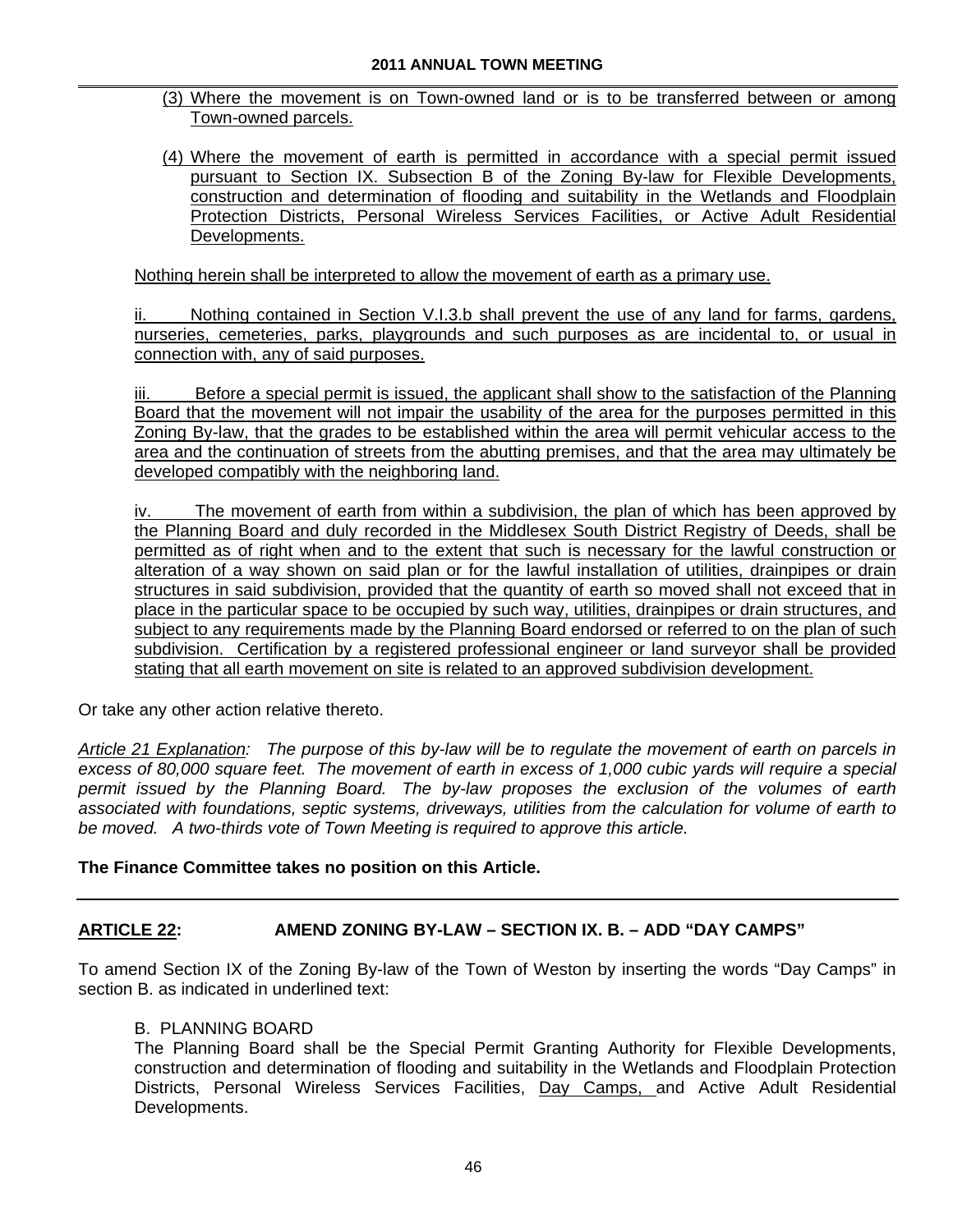(3) Where the movement is on Town-owned land or is to be transferred between or among Town-owned parcels.

(4) Where the movement of earth is permitted in accordance with a special permit issued pursuant to Section IX. Subsection B of the Zoning By-law for Flexible Developments, construction and determination of flooding and suitability in the Wetlands and Floodplain Protection Districts, Personal Wireless Services Facilities, or Active Adult Residential Developments.

Nothing herein shall be interpreted to allow the movement of earth as a primary use.

ii. Nothing contained in Section V.I.3.b shall prevent the use of any land for farms, gardens, nurseries, cemeteries, parks, playgrounds and such purposes as are incidental to, or usual in connection with, any of said purposes.

iii. Before a special permit is issued, the applicant shall show to the satisfaction of the Planning Board that the movement will not impair the usability of the area for the purposes permitted in this Zoning By-law, that the grades to be established within the area will permit vehicular access to the area and the continuation of streets from the abutting premises, and that the area may ultimately be developed compatibly with the neighboring land.

iv. The movement of earth from within a subdivision, the plan of which has been approved by the Planning Board and duly recorded in the Middlesex South District Registry of Deeds, shall be permitted as of right when and to the extent that such is necessary for the lawful construction or alteration of a way shown on said plan or for the lawful installation of utilities, drainpipes or drain structures in said subdivision, provided that the quantity of earth so moved shall not exceed that in place in the particular space to be occupied by such way, utilities, drainpipes or drain structures, and subject to any requirements made by the Planning Board endorsed or referred to on the plan of such subdivision. Certification by a registered professional engineer or land surveyor shall be provided stating that all earth movement on site is related to an approved subdivision development.

Or take any other action relative thereto.

*Article 21 Explanation: The purpose of this by-law will be to regulate the movement of earth on parcels in excess of 80,000 square feet. The movement of earth in excess of 1,000 cubic yards will require a special permit issued by the Planning Board. The by-law proposes the exclusion of the volumes of earth associated with foundations, septic systems, driveways, utilities from the calculation for volume of earth to be moved. A two-thirds vote of Town Meeting is required to approve this article.*

**The Finance Committee takes no position on this Article.**

---

## ARTICLE 22: AMEND ZONING BY-LAW – SECTION IX. B. – ADD "DAY CAMPS"

To amend Section IX of the Zoning By-law of the Town of Weston by inserting the words "Day Camps" in section B. as indicated in underlined text:

B. PLANNING BOARD

The Planning Board shall be the Special Permit Granting Authority for Flexible Developments, construction and determination of flooding and suitability in the Wetlands and Floodplain Protection Districts, Personal Wireless Services Facilities, <u>Day Camps,</u> and Active Adult Residential Developments.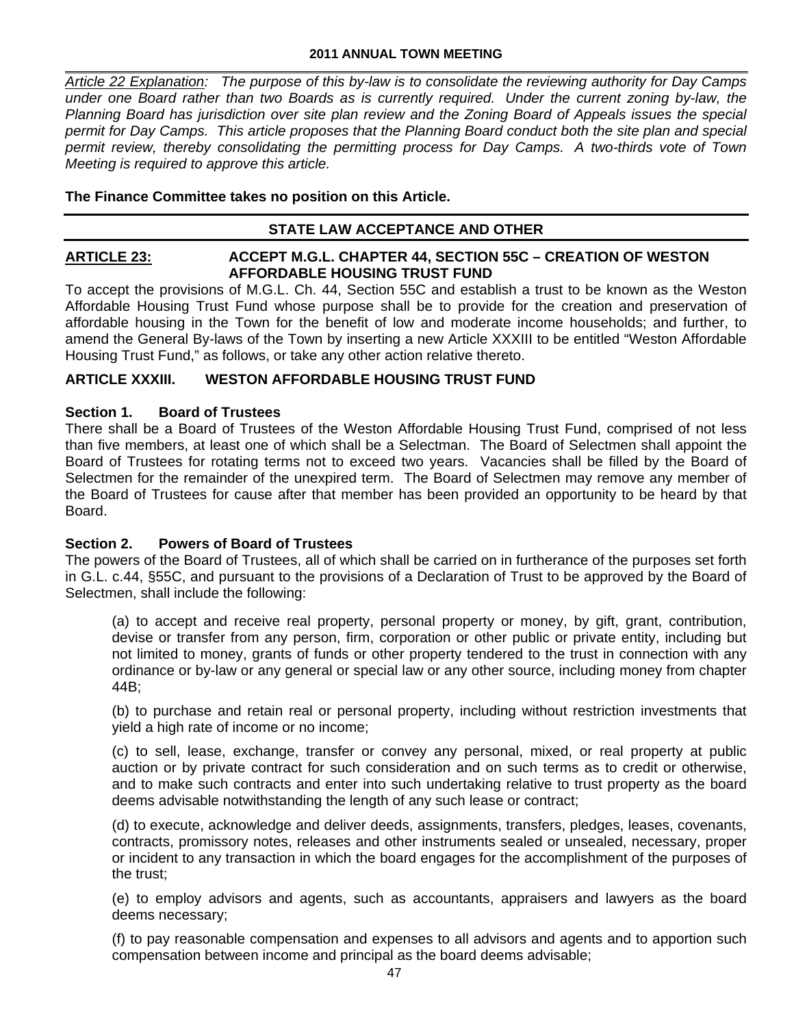*Article 22 Explanation: The purpose of this by-law is to consolidate the reviewing authority for Day Camps under one Board rather than two Boards as is currently required. Under the current zoning by-law, the Planning Board has jurisdiction over site plan review and the Zoning Board of Appeals issues the special permit for Day Camps. This article proposes that the Planning Board conduct both the site plan and special permit review, thereby consolidating the permitting process for Day Camps. A two-thirds vote of Town Meeting is required to approve this article.*

**The Finance Committee takes no position on this Article.**

## STATE LAW ACCEPTANCE AND OTHER

### ARTICLE 23: ACCEPT M.G.L. CHAPTER 44, SECTION 55C – CREATION OF WESTON AFFORDABLE HOUSING TRUST FUND

To accept the provisions of M.G.L. Ch. 44, Section 55C and establish a trust to be known as the Weston Affordable Housing Trust Fund whose purpose shall be to provide for the creation and preservation of affordable housing in the Town for the benefit of low and moderate income households; and further, to amend the General By-laws of the Town by inserting a new Article XXXIII to be entitled "Weston Affordable Housing Trust Fund," as follows, or take any other action relative thereto.

### ARTICLE XXXIII. WESTON AFFORDABLE HOUSING TRUST FUND

**Section 1. Board of Trustees**

There shall be a Board of Trustees of the Weston Affordable Housing Trust Fund, comprised of not less than five members, at least one of which shall be a Selectman. The Board of Selectmen shall appoint the Board of Trustees for rotating terms not to exceed two years. Vacancies shall be filled by the Board of Selectmen for the remainder of the unexpired term. The Board of Selectmen may remove any member of the Board of Trustees for cause after that member has been provided an opportunity to be heard by that Board.

**Section 2. Powers of Board of Trustees**

The powers of the Board of Trustees, all of which shall be carried on in furtherance of the purposes set forth in G.L. c.44, §55C, and pursuant to the provisions of a Declaration of Trust to be approved by the Board of Selectmen, shall include the following:

(a) to accept and receive real property, personal property or money, by gift, grant, contribution, devise or transfer from any person, firm, corporation or other public or private entity, including but not limited to money, grants of funds or other property tendered to the trust in connection with any ordinance or by-law or any general or special law or any other source, including money from chapter 44B;

(b) to purchase and retain real or personal property, including without restriction investments that yield a high rate of income or no income;

(c) to sell, lease, exchange, transfer or convey any personal, mixed, or real property at public auction or by private contract for such consideration and on such terms as to credit or otherwise, and to make such contracts and enter into such undertaking relative to trust property as the board deems advisable notwithstanding the length of any such lease or contract;

(d) to execute, acknowledge and deliver deeds, assignments, transfers, pledges, leases, covenants, contracts, promissory notes, releases and other instruments sealed or unsealed, necessary, proper or incident to any transaction in which the board engages for the accomplishment of the purposes of the trust;

(e) to employ advisors and agents, such as accountants, appraisers and lawyers as the board deems necessary;

(f) to pay reasonable compensation and expenses to all advisors and agents and to apportion such compensation between income and principal as the board deems advisable;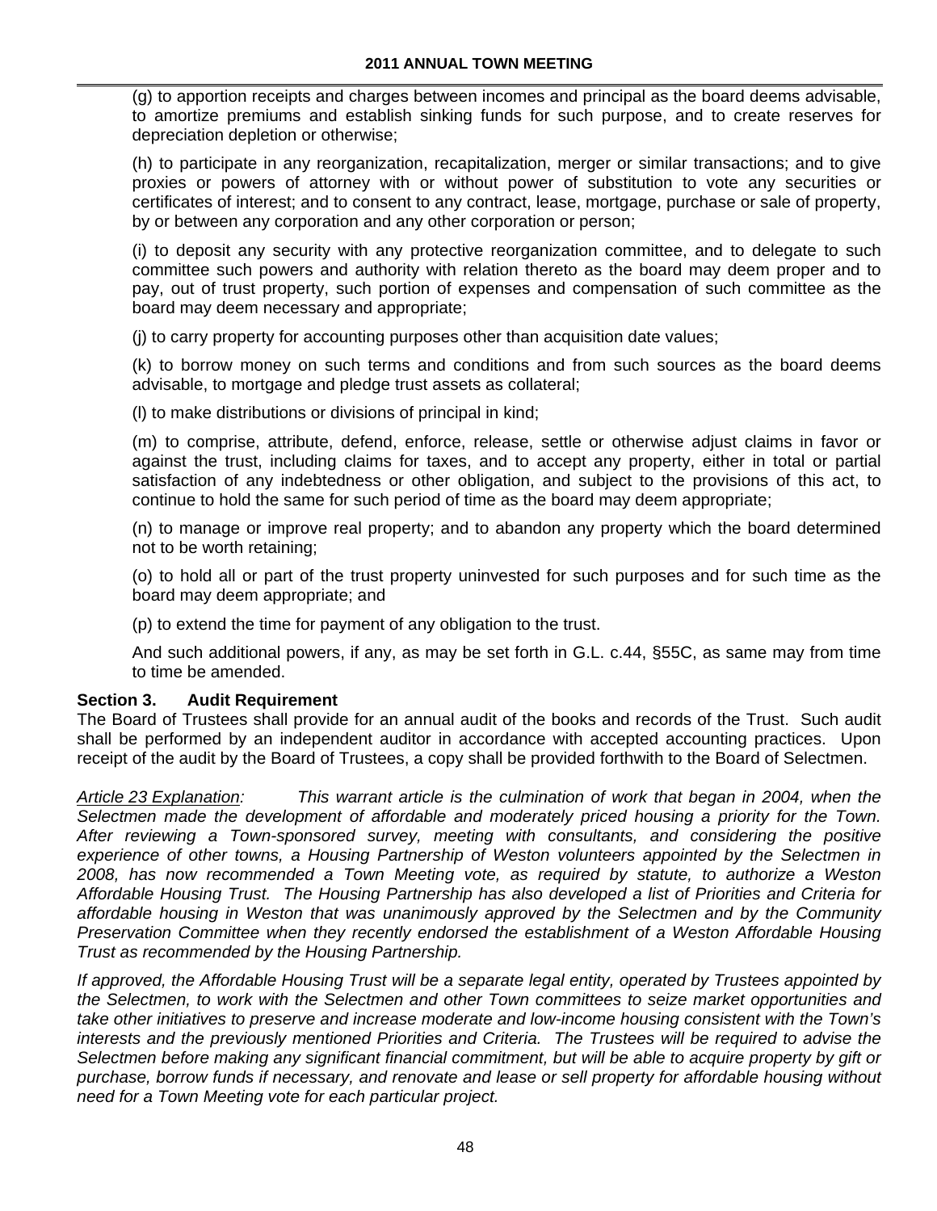(g) to apportion receipts and charges between incomes and principal as the board deems advisable, to amortize premiums and establish sinking funds for such purpose, and to create reserves for depreciation depletion or otherwise;

(h) to participate in any reorganization, recapitalization, merger or similar transactions; and to give proxies or powers of attorney with or without power of substitution to vote any securities or certificates of interest; and to consent to any contract, lease, mortgage, purchase or sale of property, by or between any corporation and any other corporation or person;

(i) to deposit any security with any protective reorganization committee, and to delegate to such committee such powers and authority with relation thereto as the board may deem proper and to pay, out of trust property, such portion of expenses and compensation of such committee as the board may deem necessary and appropriate;

(j) to carry property for accounting purposes other than acquisition date values;

(k) to borrow money on such terms and conditions and from such sources as the board deems advisable, to mortgage and pledge trust assets as collateral;

(l) to make distributions or divisions of principal in kind;

(m) to comprise, attribute, defend, enforce, release, settle or otherwise adjust claims in favor or against the trust, including claims for taxes, and to accept any property, either in total or partial satisfaction of any indebtedness or other obligation, and subject to the provisions of this act, to continue to hold the same for such period of time as the board may deem appropriate;

(n) to manage or improve real property; and to abandon any property which the board determined not to be worth retaining;

(o) to hold all or part of the trust property uninvested for such purposes and for such time as the board may deem appropriate; and

(p) to extend the time for payment of any obligation to the trust.

And such additional powers, if any, as may be set forth in G.L. c.44, §55C, as same may from time to time be amended.

**Section 3. Audit Requirement**

The Board of Trustees shall provide for an annual audit of the books and records of the Trust. Such audit shall be performed by an independent auditor in accordance with accepted accounting practices. Upon receipt of the audit by the Board of Trustees, a copy shall be provided forthwith to the Board of Selectmen.

*Article 23 Explanation: This warrant article is the culmination of work that began in 2004, when the Selectmen made the development of affordable and moderately priced housing a priority for the Town. After reviewing a Town-sponsored survey, meeting with consultants, and considering the positive experience of other towns, a Housing Partnership of Weston volunteers appointed by the Selectmen in 2008, has now recommended a Town Meeting vote, as required by statute, to authorize a Weston Affordable Housing Trust. The Housing Partnership has also developed a list of Priorities and Criteria for affordable housing in Weston that was unanimously approved by the Selectmen and by the Community Preservation Committee when they recently endorsed the establishment of a Weston Affordable Housing Trust as recommended by the Housing Partnership.*

*If approved, the Affordable Housing Trust will be a separate legal entity, operated by Trustees appointed by the Selectmen, to work with the Selectmen and other Town committees to seize market opportunities and take other initiatives to preserve and increase moderate and low-income housing consistent with the Town's interests and the previously mentioned Priorities and Criteria. The Trustees will be required to advise the Selectmen before making any significant financial commitment, but will be able to acquire property by gift or purchase, borrow funds if necessary, and renovate and lease or sell property for affordable housing without need for a Town Meeting vote for each particular project.*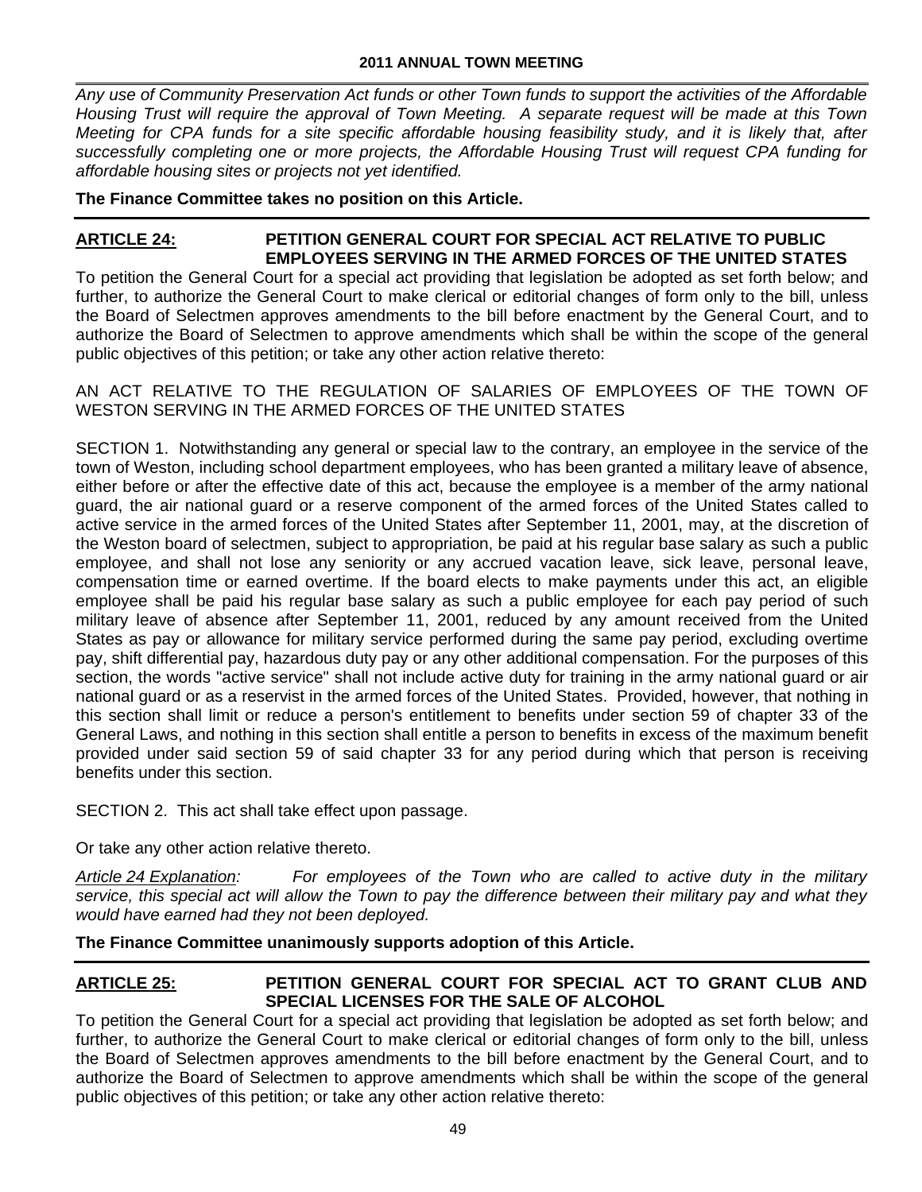*Any use of Community Preservation Act funds or other Town funds to support the activities of the Affordable Housing Trust will require the approval of Town Meeting. A separate request will be made at this Town Meeting for CPA funds for a site specific affordable housing feasibility study, and it is likely that, after successfully completing one or more projects, the Affordable Housing Trust will request CPA funding for affordable housing sites or projects not yet identified.*

**The Finance Committee takes no position on this Article.**

## ARTICLE 24: PETITION GENERAL COURT FOR SPECIAL ACT RELATIVE TO PUBLIC EMPLOYEES SERVING IN THE ARMED FORCES OF THE UNITED STATES

To petition the General Court for a special act providing that legislation be adopted as set forth below; and further, to authorize the General Court to make clerical or editorial changes of form only to the bill, unless the Board of Selectmen approves amendments to the bill before enactment by the General Court, and to authorize the Board of Selectmen to approve amendments which shall be within the scope of the general public objectives of this petition; or take any other action relative thereto:

AN ACT RELATIVE TO THE REGULATION OF SALARIES OF EMPLOYEES OF THE TOWN OF WESTON SERVING IN THE ARMED FORCES OF THE UNITED STATES

SECTION 1. Notwithstanding any general or special law to the contrary, an employee in the service of the town of Weston, including school department employees, who has been granted a military leave of absence, either before or after the effective date of this act, because the employee is a member of the army national guard, the air national guard or a reserve component of the armed forces of the United States called to active service in the armed forces of the United States after September 11, 2001, may, at the discretion of the Weston board of selectmen, subject to appropriation, be paid at his regular base salary as such a public employee, and shall not lose any seniority or any accrued vacation leave, sick leave, personal leave, compensation time or earned overtime. If the board elects to make payments under this act, an eligible employee shall be paid his regular base salary as such a public employee for each pay period of such military leave of absence after September 11, 2001, reduced by any amount received from the United States as pay or allowance for military service performed during the same pay period, excluding overtime pay, shift differential pay, hazardous duty pay or any other additional compensation. For the purposes of this section, the words "active service" shall not include active duty for training in the army national guard or air national guard or as a reservist in the armed forces of the United States. Provided, however, that nothing in this section shall limit or reduce a person's entitlement to benefits under section 59 of chapter 33 of the General Laws, and nothing in this section shall entitle a person to benefits in excess of the maximum benefit provided under said section 59 of said chapter 33 for any period during which that person is receiving benefits under this section.

SECTION 2. This act shall take effect upon passage.

Or take any other action relative thereto.

*Article 24 Explanation: For employees of the Town who are called to active duty in the military service, this special act will allow the Town to pay the difference between their military pay and what they would have earned had they not been deployed.*

**The Finance Committee unanimously supports adoption of this Article.**

## ARTICLE 25: PETITION GENERAL COURT FOR SPECIAL ACT TO GRANT CLUB AND SPECIAL LICENSES FOR THE SALE OF ALCOHOL

To petition the General Court for a special act providing that legislation be adopted as set forth below; and further, to authorize the General Court to make clerical or editorial changes of form only to the bill, unless the Board of Selectmen approves amendments to the bill before enactment by the General Court, and to authorize the Board of Selectmen to approve amendments which shall be within the scope of the general public objectives of this petition; or take any other action relative thereto: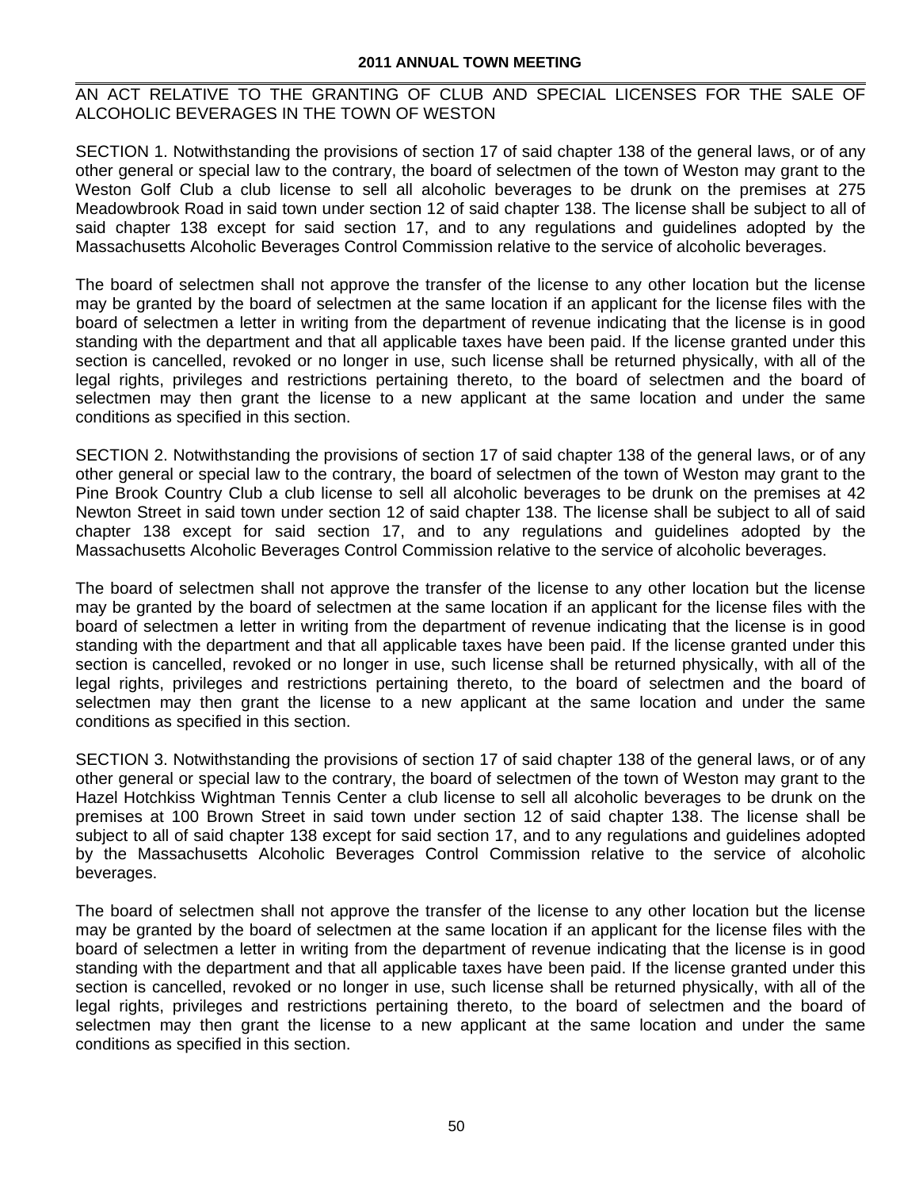AN ACT RELATIVE TO THE GRANTING OF CLUB AND SPECIAL LICENSES FOR THE SALE OF ALCOHOLIC BEVERAGES IN THE TOWN OF WESTON

SECTION 1. Notwithstanding the provisions of section 17 of said chapter 138 of the general laws, or of any other general or special law to the contrary, the board of selectmen of the town of Weston may grant to the Weston Golf Club a club license to sell all alcoholic beverages to be drunk on the premises at 275 Meadowbrook Road in said town under section 12 of said chapter 138. The license shall be subject to all of said chapter 138 except for said section 17, and to any regulations and guidelines adopted by the Massachusetts Alcoholic Beverages Control Commission relative to the service of alcoholic beverages.

The board of selectmen shall not approve the transfer of the license to any other location but the license may be granted by the board of selectmen at the same location if an applicant for the license files with the board of selectmen a letter in writing from the department of revenue indicating that the license is in good standing with the department and that all applicable taxes have been paid. If the license granted under this section is cancelled, revoked or no longer in use, such license shall be returned physically, with all of the legal rights, privileges and restrictions pertaining thereto, to the board of selectmen and the board of selectmen may then grant the license to a new applicant at the same location and under the same conditions as specified in this section.

SECTION 2. Notwithstanding the provisions of section 17 of said chapter 138 of the general laws, or of any other general or special law to the contrary, the board of selectmen of the town of Weston may grant to the Pine Brook Country Club a club license to sell all alcoholic beverages to be drunk on the premises at 42 Newton Street in said town under section 12 of said chapter 138. The license shall be subject to all of said chapter 138 except for said section 17, and to any regulations and guidelines adopted by the Massachusetts Alcoholic Beverages Control Commission relative to the service of alcoholic beverages.

The board of selectmen shall not approve the transfer of the license to any other location but the license may be granted by the board of selectmen at the same location if an applicant for the license files with the board of selectmen a letter in writing from the department of revenue indicating that the license is in good standing with the department and that all applicable taxes have been paid. If the license granted under this section is cancelled, revoked or no longer in use, such license shall be returned physically, with all of the legal rights, privileges and restrictions pertaining thereto, to the board of selectmen and the board of selectmen may then grant the license to a new applicant at the same location and under the same conditions as specified in this section.

SECTION 3. Notwithstanding the provisions of section 17 of said chapter 138 of the general laws, or of any other general or special law to the contrary, the board of selectmen of the town of Weston may grant to the Hazel Hotchkiss Wightman Tennis Center a club license to sell all alcoholic beverages to be drunk on the premises at 100 Brown Street in said town under section 12 of said chapter 138. The license shall be subject to all of said chapter 138 except for said section 17, and to any regulations and guidelines adopted by the Massachusetts Alcoholic Beverages Control Commission relative to the service of alcoholic beverages.

The board of selectmen shall not approve the transfer of the license to any other location but the license may be granted by the board of selectmen at the same location if an applicant for the license files with the board of selectmen a letter in writing from the department of revenue indicating that the license is in good standing with the department and that all applicable taxes have been paid. If the license granted under this section is cancelled, revoked or no longer in use, such license shall be returned physically, with all of the legal rights, privileges and restrictions pertaining thereto, to the board of selectmen and the board of selectmen may then grant the license to a new applicant at the same location and under the same conditions as specified in this section.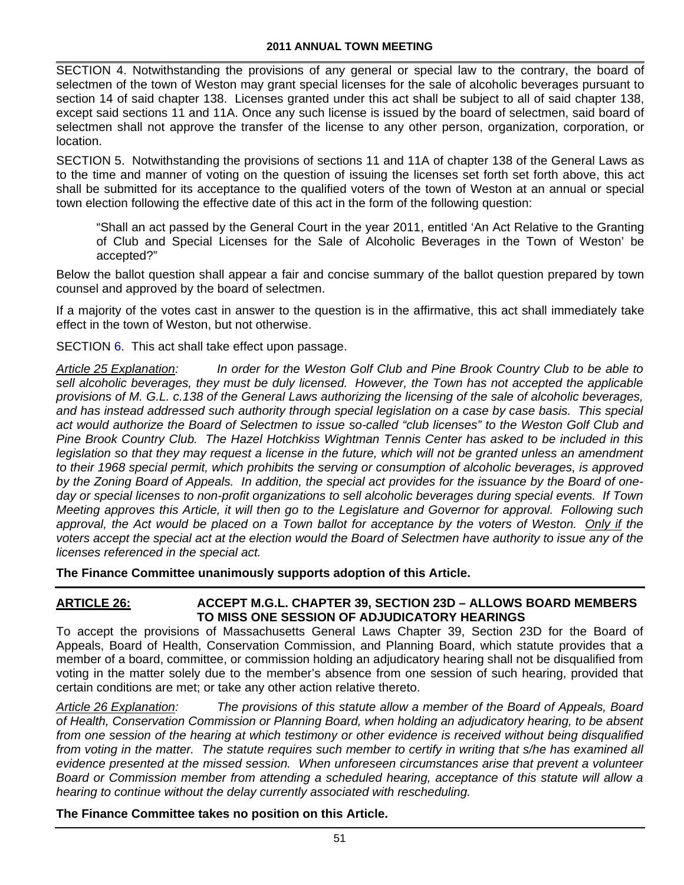SECTION 4. Notwithstanding the provisions of any general or special law to the contrary, the board of selectmen of the town of Weston may grant special licenses for the sale of alcoholic beverages pursuant to section 14 of said chapter 138. Licenses granted under this act shall be subject to all of said chapter 138, except said sections 11 and 11A. Once any such license is issued by the board of selectmen, said board of selectmen shall not approve the transfer of the license to any other person, organization, corporation, or location.

SECTION 5. Notwithstanding the provisions of sections 11 and 11A of chapter 138 of the General Laws as to the time and manner of voting on the question of issuing the licenses set forth set forth above, this act shall be submitted for its acceptance to the qualified voters of the town of Weston at an annual or special town election following the effective date of this act in the form of the following question:

> "Shall an act passed by the General Court in the year 2011, entitled 'An Act Relative to the Granting of Club and Special Licenses for the Sale of Alcoholic Beverages in the Town of Weston' be accepted?"

Below the ballot question shall appear a fair and concise summary of the ballot question prepared by town counsel and approved by the board of selectmen.

If a majority of the votes cast in answer to the question is in the affirmative, this act shall immediately take effect in the town of Weston, but not otherwise.

SECTION 6. This act shall take effect upon passage.

*Article 25 Explanation: In order for the Weston Golf Club and Pine Brook Country Club to be able to sell alcoholic beverages, they must be duly licensed. However, the Town has not accepted the applicable provisions of M. G.L. c.138 of the General Laws authorizing the licensing of the sale of alcoholic beverages, and has instead addressed such authority through special legislation on a case by case basis. This special act would authorize the Board of Selectmen to issue so-called "club licenses" to the Weston Golf Club and Pine Brook Country Club. The Hazel Hotchkiss Wightman Tennis Center has asked to be included in this legislation so that they may request a license in the future, which will not be granted unless an amendment to their 1968 special permit, which prohibits the serving or consumption of alcoholic beverages, is approved by the Zoning Board of Appeals. In addition, the special act provides for the issuance by the Board of one-day or special licenses to non-profit organizations to sell alcoholic beverages during special events. If Town Meeting approves this Article, it will then go to the Legislature and Governor for approval. Following such approval, the Act would be placed on a Town ballot for acceptance by the voters of Weston. Only if the voters accept the special act at the election would the Board of Selectmen have authority to issue any of the licenses referenced in the special act.*

**The Finance Committee unanimously supports adoption of this Article.**

---

## ARTICLE 26: ACCEPT M.G.L. CHAPTER 39, SECTION 23D – ALLOWS BOARD MEMBERS TO MISS ONE SESSION OF ADJUDICATORY HEARINGS

To accept the provisions of Massachusetts General Laws Chapter 39, Section 23D for the Board of Appeals, Board of Health, Conservation Commission, and Planning Board, which statute provides that a member of a board, committee, or commission holding an adjudicatory hearing shall not be disqualified from voting in the matter solely due to the member's absence from one session of such hearing, provided that certain conditions are met; or take any other action relative thereto.

*Article 26 Explanation: The provisions of this statute allow a member of the Board of Appeals, Board of Health, Conservation Commission or Planning Board, when holding an adjudicatory hearing, to be absent from one session of the hearing at which testimony or other evidence is received without being disqualified from voting in the matter. The statute requires such member to certify in writing that s/he has examined all evidence presented at the missed session. When unforeseen circumstances arise that prevent a volunteer Board or Commission member from attending a scheduled hearing, acceptance of this statute will allow a hearing to continue without the delay currently associated with rescheduling.*

**The Finance Committee takes no position on this Article.**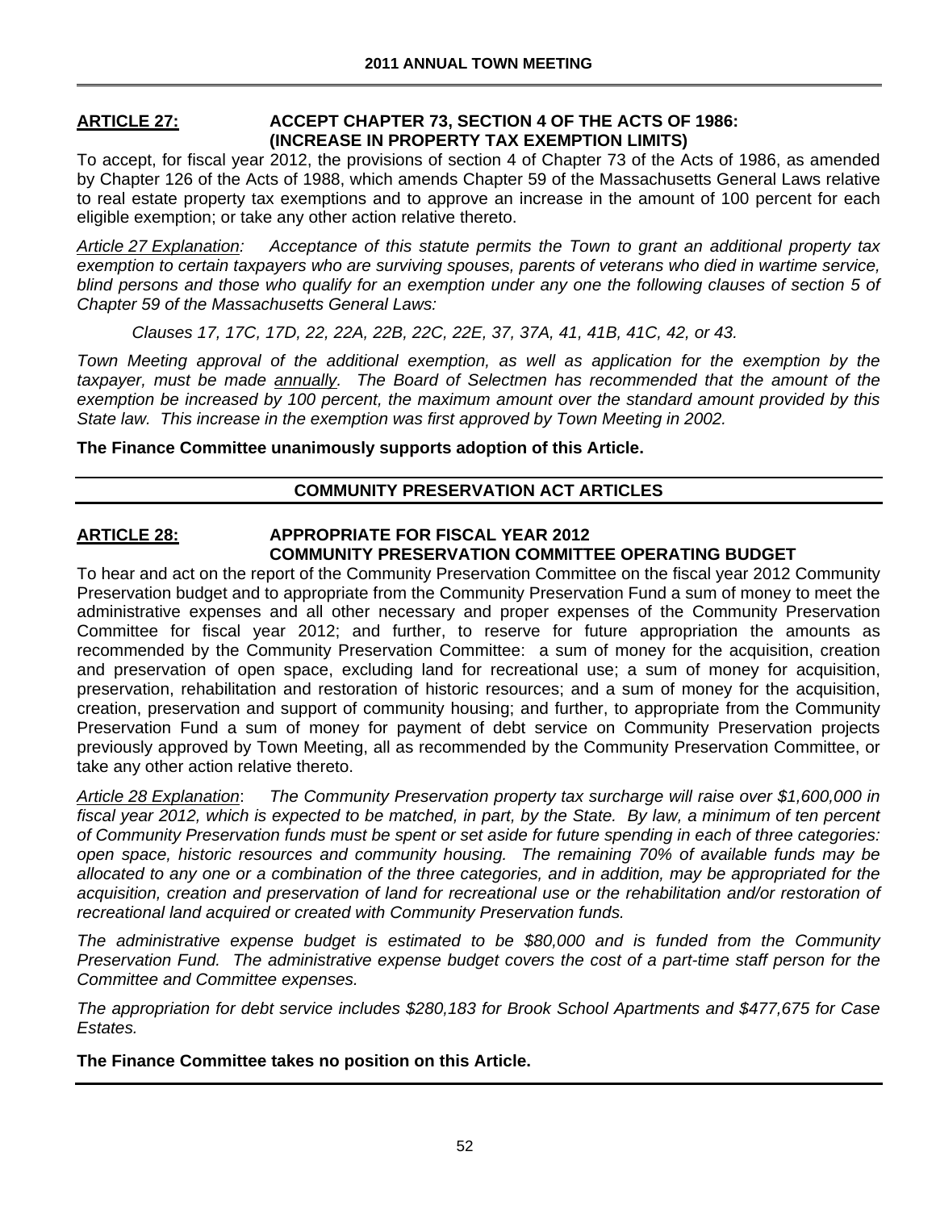## ARTICLE 27: ACCEPT CHAPTER 73, SECTION 4 OF THE ACTS OF 1986: (INCREASE IN PROPERTY TAX EXEMPTION LIMITS)

To accept, for fiscal year 2012, the provisions of section 4 of Chapter 73 of the Acts of 1986, as amended by Chapter 126 of the Acts of 1988, which amends Chapter 59 of the Massachusetts General Laws relative to real estate property tax exemptions and to approve an increase in the amount of 100 percent for each eligible exemption; or take any other action relative thereto.

*Article 27 Explanation: Acceptance of this statute permits the Town to grant an additional property tax exemption to certain taxpayers who are surviving spouses, parents of veterans who died in wartime service, blind persons and those who qualify for an exemption under any one the following clauses of section 5 of Chapter 59 of the Massachusetts General Laws:*

*Clauses 17, 17C, 17D, 22, 22A, 22B, 22C, 22E, 37, 37A, 41, 41B, 41C, 42, or 43.*

*Town Meeting approval of the additional exemption, as well as application for the exemption by the taxpayer, must be made annually. The Board of Selectmen has recommended that the amount of the exemption be increased by 100 percent, the maximum amount over the standard amount provided by this State law. This increase in the exemption was first approved by Town Meeting in 2002.*

**The Finance Committee unanimously supports adoption of this Article.**

## COMMUNITY PRESERVATION ACT ARTICLES

## ARTICLE 28: APPROPRIATE FOR FISCAL YEAR 2012 COMMUNITY PRESERVATION COMMITTEE OPERATING BUDGET

To hear and act on the report of the Community Preservation Committee on the fiscal year 2012 Community Preservation budget and to appropriate from the Community Preservation Fund a sum of money to meet the administrative expenses and all other necessary and proper expenses of the Community Preservation Committee for fiscal year 2012; and further, to reserve for future appropriation the amounts as recommended by the Community Preservation Committee: a sum of money for the acquisition, creation and preservation of open space, excluding land for recreational use; a sum of money for acquisition, preservation, rehabilitation and restoration of historic resources; and a sum of money for the acquisition, creation, preservation and support of community housing; and further, to appropriate from the Community Preservation Fund a sum of money for payment of debt service on Community Preservation projects previously approved by Town Meeting, all as recommended by the Community Preservation Committee, or take any other action relative thereto.

*Article 28 Explanation: The Community Preservation property tax surcharge will raise over $1,600,000 in fiscal year 2012, which is expected to be matched, in part, by the State. By law, a minimum of ten percent of Community Preservation funds must be spent or set aside for future spending in each of three categories: open space, historic resources and community housing. The remaining 70% of available funds may be allocated to any one or a combination of the three categories, and in addition, may be appropriated for the acquisition, creation and preservation of land for recreational use or the rehabilitation and/or restoration of recreational land acquired or created with Community Preservation funds.*

*The administrative expense budget is estimated to be $80,000 and is funded from the Community Preservation Fund. The administrative expense budget covers the cost of a part-time staff person for the Committee and Committee expenses.*

*The appropriation for debt service includes $280,183 for Brook School Apartments and $477,675 for Case Estates.*

**The Finance Committee takes no position on this Article.**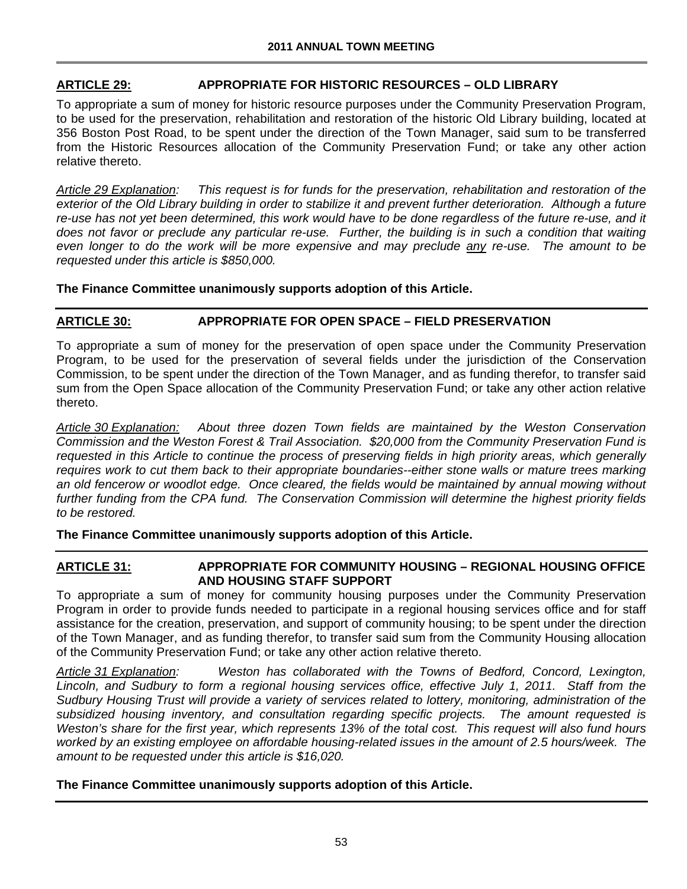## ARTICLE 29: APPROPRIATE FOR HISTORIC RESOURCES – OLD LIBRARY

To appropriate a sum of money for historic resource purposes under the Community Preservation Program, to be used for the preservation, rehabilitation and restoration of the historic Old Library building, located at 356 Boston Post Road, to be spent under the direction of the Town Manager, said sum to be transferred from the Historic Resources allocation of the Community Preservation Fund; or take any other action relative thereto.

*Article 29 Explanation: This request is for funds for the preservation, rehabilitation and restoration of the exterior of the Old Library building in order to stabilize it and prevent further deterioration. Although a future re-use has not yet been determined, this work would have to be done regardless of the future re-use, and it does not favor or preclude any particular re-use. Further, the building is in such a condition that waiting even longer to do the work will be more expensive and may preclude any re-use. The amount to be requested under this article is $850,000.*

**The Finance Committee unanimously supports adoption of this Article.**

## ARTICLE 30: APPROPRIATE FOR OPEN SPACE – FIELD PRESERVATION

To appropriate a sum of money for the preservation of open space under the Community Preservation Program, to be used for the preservation of several fields under the jurisdiction of the Conservation Commission, to be spent under the direction of the Town Manager, and as funding therefor, to transfer said sum from the Open Space allocation of the Community Preservation Fund; or take any other action relative thereto.

*Article 30 Explanation: About three dozen Town fields are maintained by the Weston Conservation Commission and the Weston Forest & Trail Association. $20,000 from the Community Preservation Fund is requested in this Article to continue the process of preserving fields in high priority areas, which generally requires work to cut them back to their appropriate boundaries--either stone walls or mature trees marking an old fencerow or woodlot edge. Once cleared, the fields would be maintained by annual mowing without further funding from the CPA fund. The Conservation Commission will determine the highest priority fields to be restored.*

**The Finance Committee unanimously supports adoption of this Article.**

## ARTICLE 31: APPROPRIATE FOR COMMUNITY HOUSING – REGIONAL HOUSING OFFICE AND HOUSING STAFF SUPPORT

To appropriate a sum of money for community housing purposes under the Community Preservation Program in order to provide funds needed to participate in a regional housing services office and for staff assistance for the creation, preservation, and support of community housing; to be spent under the direction of the Town Manager, and as funding therefor, to transfer said sum from the Community Housing allocation of the Community Preservation Fund; or take any other action relative thereto.

*Article 31 Explanation: Weston has collaborated with the Towns of Bedford, Concord, Lexington, Lincoln, and Sudbury to form a regional housing services office, effective July 1, 2011. Staff from the Sudbury Housing Trust will provide a variety of services related to lottery, monitoring, administration of the subsidized housing inventory, and consultation regarding specific projects. The amount requested is Weston's share for the first year, which represents 13% of the total cost. This request will also fund hours worked by an existing employee on affordable housing-related issues in the amount of 2.5 hours/week. The amount to be requested under this article is $16,020.*

**The Finance Committee unanimously supports adoption of this Article.**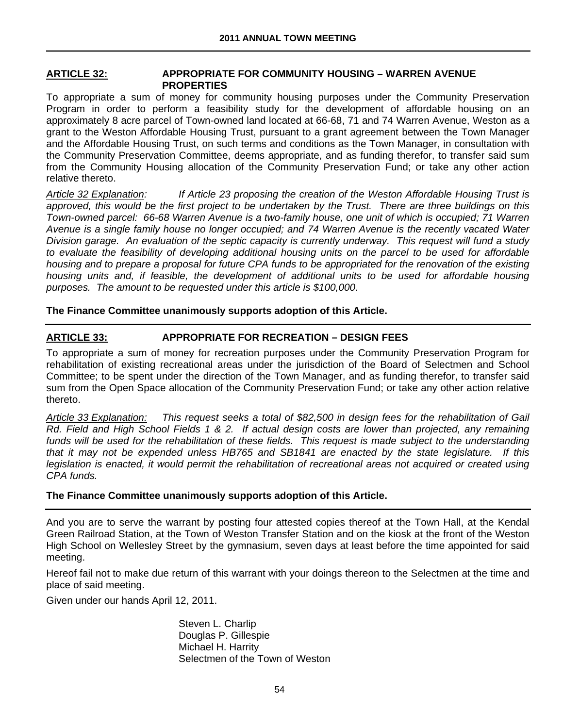## ARTICLE 32: APPROPRIATE FOR COMMUNITY HOUSING – WARREN AVENUE PROPERTIES

To appropriate a sum of money for community housing purposes under the Community Preservation Program in order to perform a feasibility study for the development of affordable housing on an approximately 8 acre parcel of Town-owned land located at 66-68, 71 and 74 Warren Avenue, Weston as a grant to the Weston Affordable Housing Trust, pursuant to a grant agreement between the Town Manager and the Affordable Housing Trust, on such terms and conditions as the Town Manager, in consultation with the Community Preservation Committee, deems appropriate, and as funding therefor, to transfer said sum from the Community Housing allocation of the Community Preservation Fund; or take any other action relative thereto.

*Article 32 Explanation: If Article 23 proposing the creation of the Weston Affordable Housing Trust is approved, this would be the first project to be undertaken by the Trust. There are three buildings on this Town-owned parcel: 66-68 Warren Avenue is a two-family house, one unit of which is occupied; 71 Warren Avenue is a single family house no longer occupied; and 74 Warren Avenue is the recently vacated Water Division garage. An evaluation of the septic capacity is currently underway. This request will fund a study to evaluate the feasibility of developing additional housing units on the parcel to be used for affordable housing and to prepare a proposal for future CPA funds to be appropriated for the renovation of the existing housing units and, if feasible, the development of additional units to be used for affordable housing purposes. The amount to be requested under this article is $100,000.*

**The Finance Committee unanimously supports adoption of this Article.**

---

## ARTICLE 33: APPROPRIATE FOR RECREATION – DESIGN FEES

To appropriate a sum of money for recreation purposes under the Community Preservation Program for rehabilitation of existing recreational areas under the jurisdiction of the Board of Selectmen and School Committee; to be spent under the direction of the Town Manager, and as funding therefor, to transfer said sum from the Open Space allocation of the Community Preservation Fund; or take any other action relative thereto.

*Article 33 Explanation: This request seeks a total of $82,500 in design fees for the rehabilitation of Gail Rd. Field and High School Fields 1 & 2. If actual design costs are lower than projected, any remaining funds will be used for the rehabilitation of these fields. This request is made subject to the understanding that it may not be expended unless HB765 and SB1841 are enacted by the state legislature. If this legislation is enacted, it would permit the rehabilitation of recreational areas not acquired or created using CPA funds.*

**The Finance Committee unanimously supports adoption of this Article.**

---

And you are to serve the warrant by posting four attested copies thereof at the Town Hall, at the Kendal Green Railroad Station, at the Town of Weston Transfer Station and on the kiosk at the front of the Weston High School on Wellesley Street by the gymnasium, seven days at least before the time appointed for said meeting.

Hereof fail not to make due return of this warrant with your doings thereon to the Selectmen at the time and place of said meeting.

Given under our hands April 12, 2011.

Steven L. Charlip
Douglas P. Gillespie
Michael H. Harrity
Selectmen of the Town of Weston